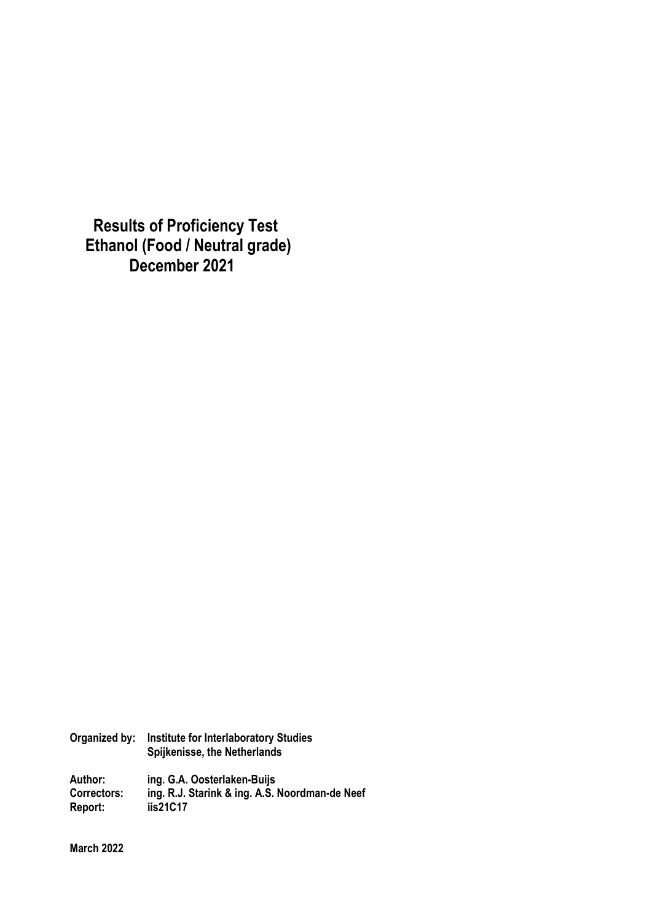# Results of Proficiency Test Ethanol (Food / Neutral grade) December 2021

**Organized by:** Institute for Interlaboratory Studies
Spijkenisse, the Netherlands

**Author:** ing. G.A. Oosterlaken-Buijs
**Correctors:** ing. R.J. Starink & ing. A.S. Noordman-de Neef
**Report:** iis21C17

**March 2022**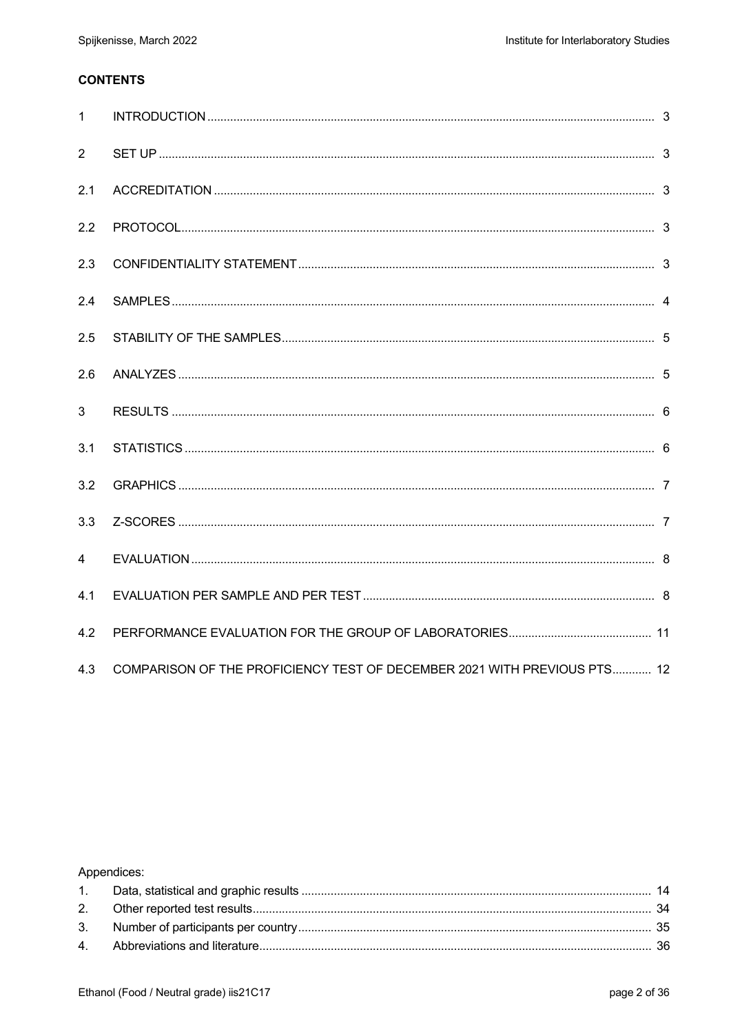**CONTENTS**

| | | |
|---|---|---|
| 1 | INTRODUCTION | 3 |
| 2 | SET UP | 3 |
| 2.1 | ACCREDITATION | 3 |
| 2.2 | PROTOCOL | 3 |
| 2.3 | CONFIDENTIALITY STATEMENT | 3 |
| 2.4 | SAMPLES | 4 |
| 2.5 | STABILITY OF THE SAMPLES | 5 |
| 2.6 | ANALYZES | 5 |
| 3 | RESULTS | 6 |
| 3.1 | STATISTICS | 6 |
| 3.2 | GRAPHICS | 7 |
| 3.3 | Z-SCORES | 7 |
| 4 | EVALUATION | 8 |
| 4.1 | EVALUATION PER SAMPLE AND PER TEST | 8 |
| 4.2 | PERFORMANCE EVALUATION FOR THE GROUP OF LABORATORIES | 11 |
| 4.3 | COMPARISON OF THE PROFICIENCY TEST OF DECEMBER 2021 WITH PREVIOUS PTS | 12 |

Appendices:

| | | |
|---|---|---|
| 1. | Data, statistical and graphic results | 14 |
| 2. | Other reported test results | 34 |
| 3. | Number of participants per country | 35 |
| 4. | Abbreviations and literature | 36 |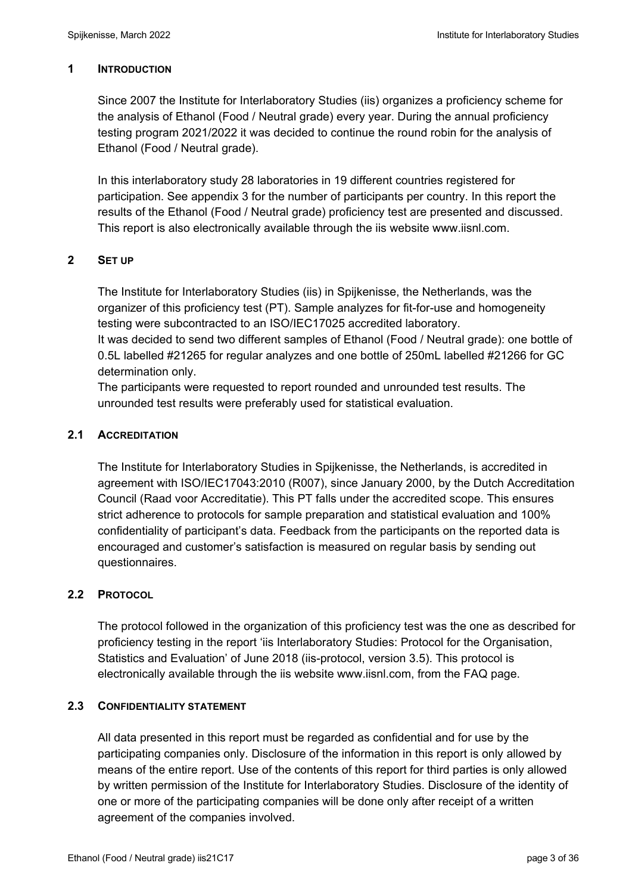## 1 INTRODUCTION

Since 2007 the Institute for Interlaboratory Studies (iis) organizes a proficiency scheme for the analysis of Ethanol (Food / Neutral grade) every year. During the annual proficiency testing program 2021/2022 it was decided to continue the round robin for the analysis of Ethanol (Food / Neutral grade).

In this interlaboratory study 28 laboratories in 19 different countries registered for participation. See appendix 3 for the number of participants per country. In this report the results of the Ethanol (Food / Neutral grade) proficiency test are presented and discussed. This report is also electronically available through the iis website www.iisnl.com.

## 2 SET UP

The Institute for Interlaboratory Studies (iis) in Spijkenisse, the Netherlands, was the organizer of this proficiency test (PT). Sample analyzes for fit-for-use and homogeneity testing were subcontracted to an ISO/IEC17025 accredited laboratory.
It was decided to send two different samples of Ethanol (Food / Neutral grade): one bottle of 0.5L labelled #21265 for regular analyzes and one bottle of 250mL labelled #21266 for GC determination only.
The participants were requested to report rounded and unrounded test results. The unrounded test results were preferably used for statistical evaluation.

### 2.1 ACCREDITATION

The Institute for Interlaboratory Studies in Spijkenisse, the Netherlands, is accredited in agreement with ISO/IEC17043:2010 (R007), since January 2000, by the Dutch Accreditation Council (Raad voor Accreditatie). This PT falls under the accredited scope. This ensures strict adherence to protocols for sample preparation and statistical evaluation and 100% confidentiality of participant's data. Feedback from the participants on the reported data is encouraged and customer's satisfaction is measured on regular basis by sending out questionnaires.

### 2.2 PROTOCOL

The protocol followed in the organization of this proficiency test was the one as described for proficiency testing in the report 'iis Interlaboratory Studies: Protocol for the Organisation, Statistics and Evaluation' of June 2018 (iis-protocol, version 3.5). This protocol is electronically available through the iis website www.iisnl.com, from the FAQ page.

### 2.3 CONFIDENTIALITY STATEMENT

All data presented in this report must be regarded as confidential and for use by the participating companies only. Disclosure of the information in this report is only allowed by means of the entire report. Use of the contents of this report for third parties is only allowed by written permission of the Institute for Interlaboratory Studies. Disclosure of the identity of one or more of the participating companies will be done only after receipt of a written agreement of the companies involved.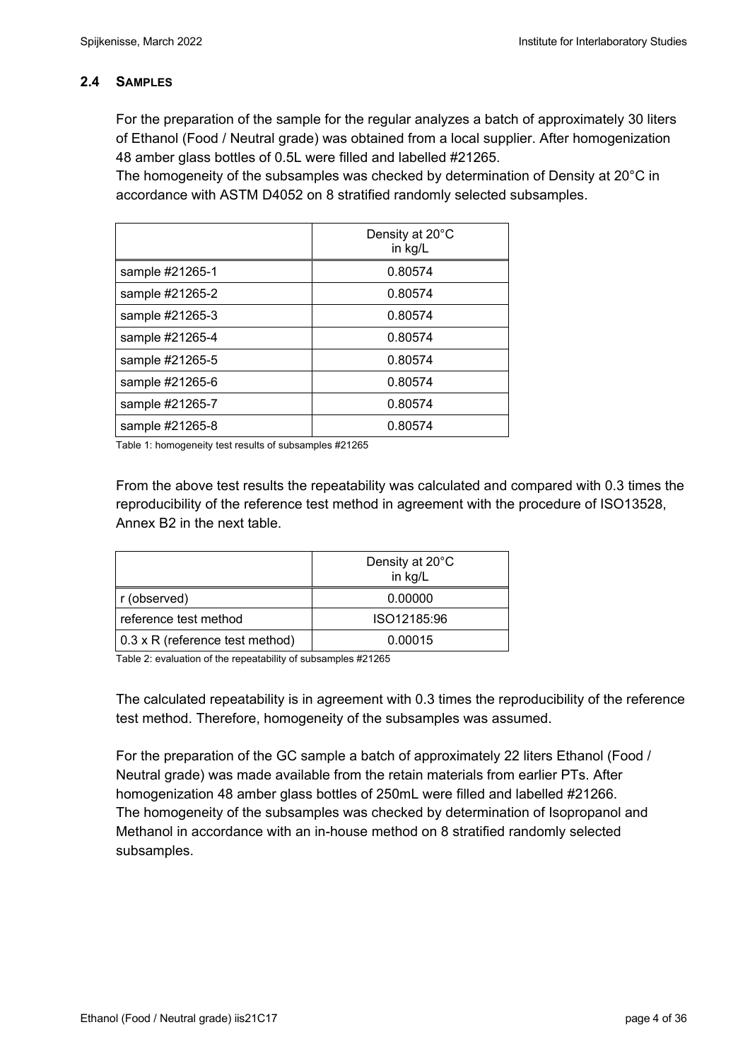### 2.4 SAMPLES

For the preparation of the sample for the regular analyzes a batch of approximately 30 liters of Ethanol (Food / Neutral grade) was obtained from a local supplier. After homogenization 48 amber glass bottles of 0.5L were filled and labelled #21265.
The homogeneity of the subsamples was checked by determination of Density at 20°C in accordance with ASTM D4052 on 8 stratified randomly selected subsamples.

| | Density at 20°C in kg/L |
|---|---|
| sample #21265-1 | 0.80574 |
| sample #21265-2 | 0.80574 |
| sample #21265-3 | 0.80574 |
| sample #21265-4 | 0.80574 |
| sample #21265-5 | 0.80574 |
| sample #21265-6 | 0.80574 |
| sample #21265-7 | 0.80574 |
| sample #21265-8 | 0.80574 |

Table 1: homogeneity test results of subsamples #21265

From the above test results the repeatability was calculated and compared with 0.3 times the reproducibility of the reference test method in agreement with the procedure of ISO13528, Annex B2 in the next table.

| | Density at 20°C in kg/L |
|---|---|
| r (observed) | 0.00000 |
| reference test method | ISO12185:96 |
| 0.3 x R (reference test method) | 0.00015 |

Table 2: evaluation of the repeatability of subsamples #21265

The calculated repeatability is in agreement with 0.3 times the reproducibility of the reference test method. Therefore, homogeneity of the subsamples was assumed.

For the preparation of the GC sample a batch of approximately 22 liters Ethanol (Food / Neutral grade) was made available from the retain materials from earlier PTs. After homogenization 48 amber glass bottles of 250mL were filled and labelled #21266.
The homogeneity of the subsamples was checked by determination of Isopropanol and Methanol in accordance with an in-house method on 8 stratified randomly selected subsamples.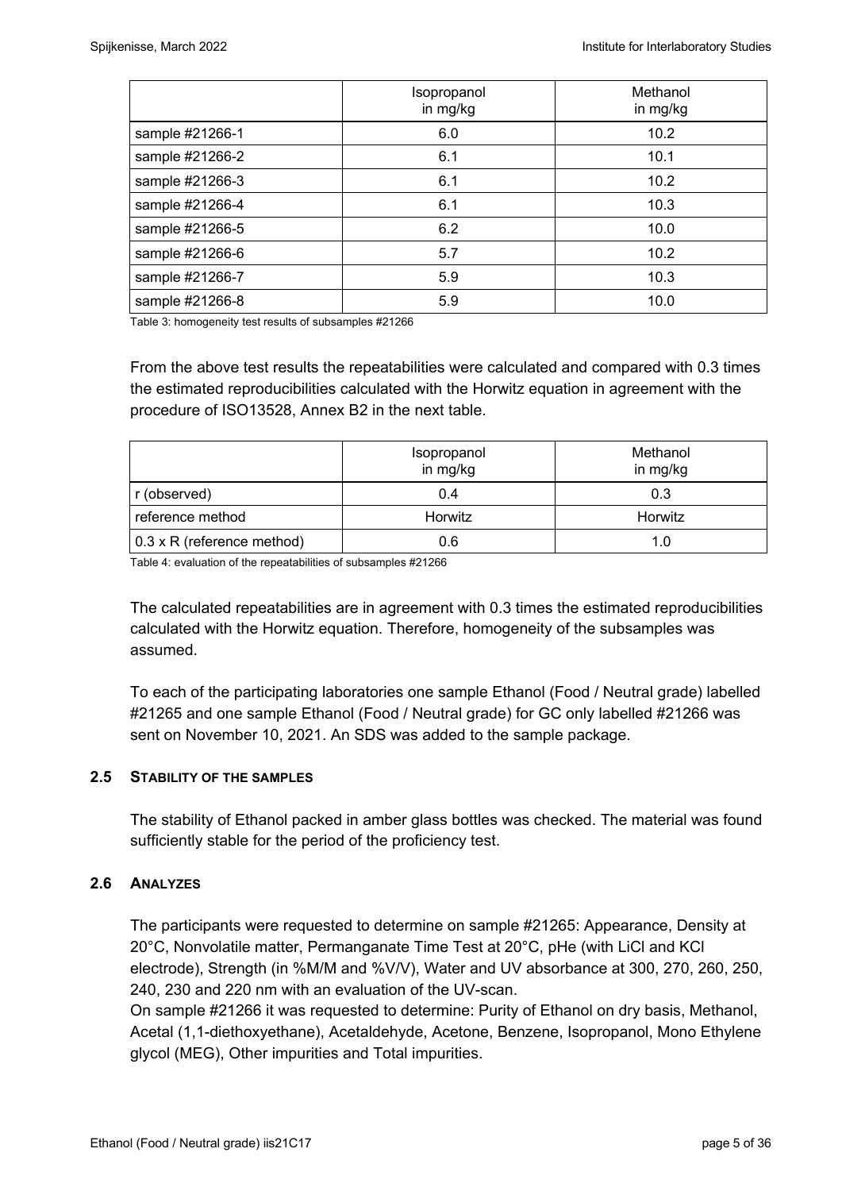|  | Isopropanol in mg/kg | Methanol in mg/kg |
| --- | --- | --- |
| sample #21266-1 | 6.0 | 10.2 |
| sample #21266-2 | 6.1 | 10.1 |
| sample #21266-3 | 6.1 | 10.2 |
| sample #21266-4 | 6.1 | 10.3 |
| sample #21266-5 | 6.2 | 10.0 |
| sample #21266-6 | 5.7 | 10.2 |
| sample #21266-7 | 5.9 | 10.3 |
| sample #21266-8 | 5.9 | 10.0 |

Table 3: homogeneity test results of subsamples #21266

From the above test results the repeatabilities were calculated and compared with 0.3 times the estimated reproducibilities calculated with the Horwitz equation in agreement with the procedure of ISO13528, Annex B2 in the next table.

|  | Isopropanol in mg/kg | Methanol in mg/kg |
| --- | --- | --- |
| r (observed) | 0.4 | 0.3 |
| reference method | Horwitz | Horwitz |
| 0.3 x R (reference method) | 0.6 | 1.0 |

Table 4: evaluation of the repeatabilities of subsamples #21266

The calculated repeatabilities are in agreement with 0.3 times the estimated reproducibilities calculated with the Horwitz equation. Therefore, homogeneity of the subsamples was assumed.

To each of the participating laboratories one sample Ethanol (Food / Neutral grade) labelled #21265 and one sample Ethanol (Food / Neutral grade) for GC only labelled #21266 was sent on November 10, 2021. An SDS was added to the sample package.

## 2.5 STABILITY OF THE SAMPLES

The stability of Ethanol packed in amber glass bottles was checked. The material was found sufficiently stable for the period of the proficiency test.

## 2.6 ANALYZES

The participants were requested to determine on sample #21265: Appearance, Density at 20°C, Nonvolatile matter, Permanganate Time Test at 20°C, pHe (with LiCl and KCl electrode), Strength (in %M/M and %V/V), Water and UV absorbance at 300, 270, 260, 250, 240, 230 and 220 nm with an evaluation of the UV-scan.

On sample #21266 it was requested to determine: Purity of Ethanol on dry basis, Methanol, Acetal (1,1-diethoxyethane), Acetaldehyde, Acetone, Benzene, Isopropanol, Mono Ethylene glycol (MEG), Other impurities and Total impurities.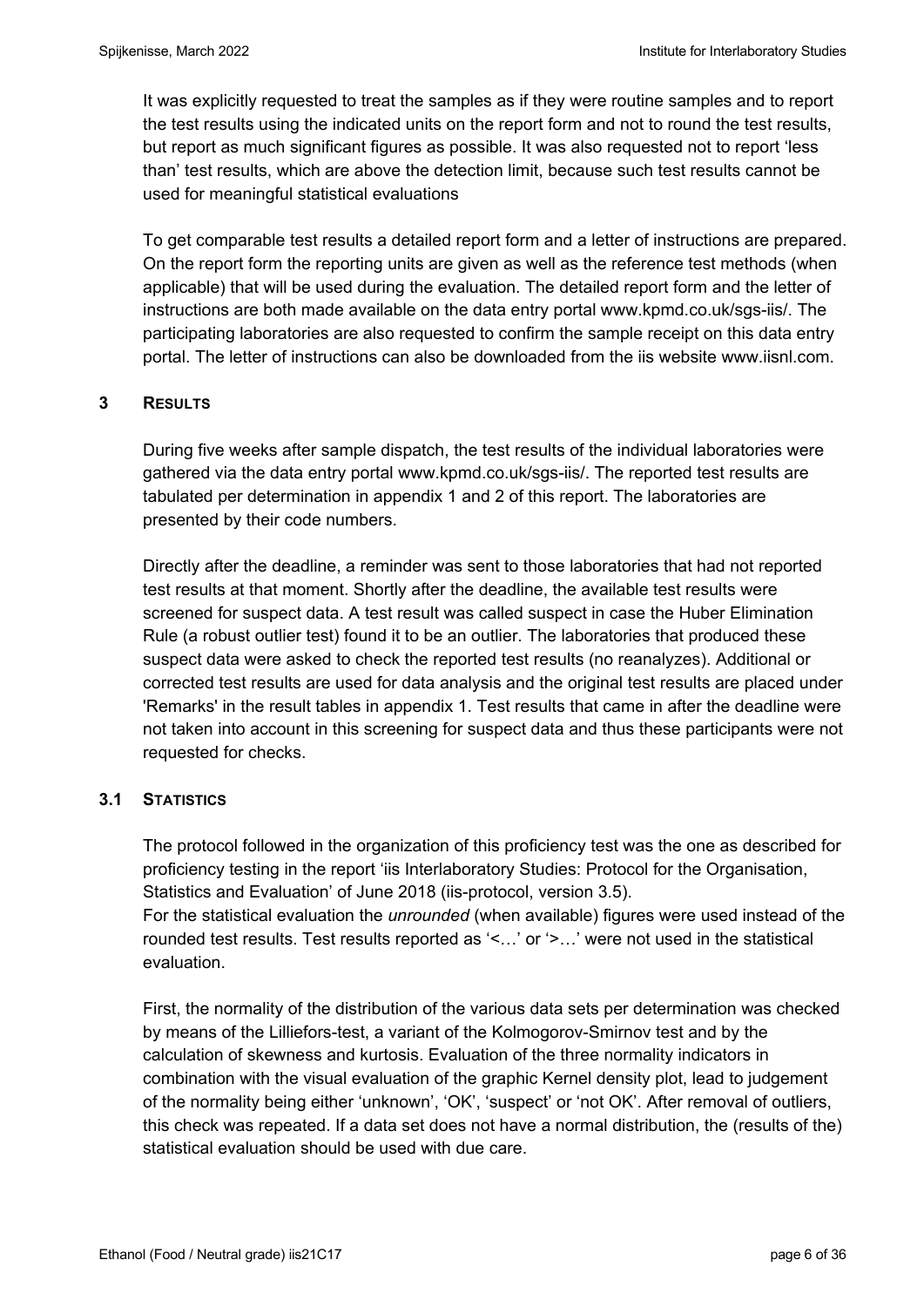It was explicitly requested to treat the samples as if they were routine samples and to report the test results using the indicated units on the report form and not to round the test results, but report as much significant figures as possible. It was also requested not to report 'less than' test results, which are above the detection limit, because such test results cannot be used for meaningful statistical evaluations

To get comparable test results a detailed report form and a letter of instructions are prepared. On the report form the reporting units are given as well as the reference test methods (when applicable) that will be used during the evaluation. The detailed report form and the letter of instructions are both made available on the data entry portal www.kpmd.co.uk/sgs-iis/. The participating laboratories are also requested to confirm the sample receipt on this data entry portal. The letter of instructions can also be downloaded from the iis website www.iisnl.com.

## 3 RESULTS

During five weeks after sample dispatch, the test results of the individual laboratories were gathered via the data entry portal www.kpmd.co.uk/sgs-iis/. The reported test results are tabulated per determination in appendix 1 and 2 of this report. The laboratories are presented by their code numbers.

Directly after the deadline, a reminder was sent to those laboratories that had not reported test results at that moment. Shortly after the deadline, the available test results were screened for suspect data. A test result was called suspect in case the Huber Elimination Rule (a robust outlier test) found it to be an outlier. The laboratories that produced these suspect data were asked to check the reported test results (no reanalyzes). Additional or corrected test results are used for data analysis and the original test results are placed under 'Remarks' in the result tables in appendix 1. Test results that came in after the deadline were not taken into account in this screening for suspect data and thus these participants were not requested for checks.

### 3.1 STATISTICS

The protocol followed in the organization of this proficiency test was the one as described for proficiency testing in the report 'iis Interlaboratory Studies: Protocol for the Organisation, Statistics and Evaluation' of June 2018 (iis-protocol, version 3.5).
For the statistical evaluation the *unrounded* (when available) figures were used instead of the rounded test results. Test results reported as '<…' or '>…' were not used in the statistical evaluation.

First, the normality of the distribution of the various data sets per determination was checked by means of the Lilliefors-test, a variant of the Kolmogorov-Smirnov test and by the calculation of skewness and kurtosis. Evaluation of the three normality indicators in combination with the visual evaluation of the graphic Kernel density plot, lead to judgement of the normality being either 'unknown', 'OK', 'suspect' or 'not OK'. After removal of outliers, this check was repeated. If a data set does not have a normal distribution, the (results of the) statistical evaluation should be used with due care.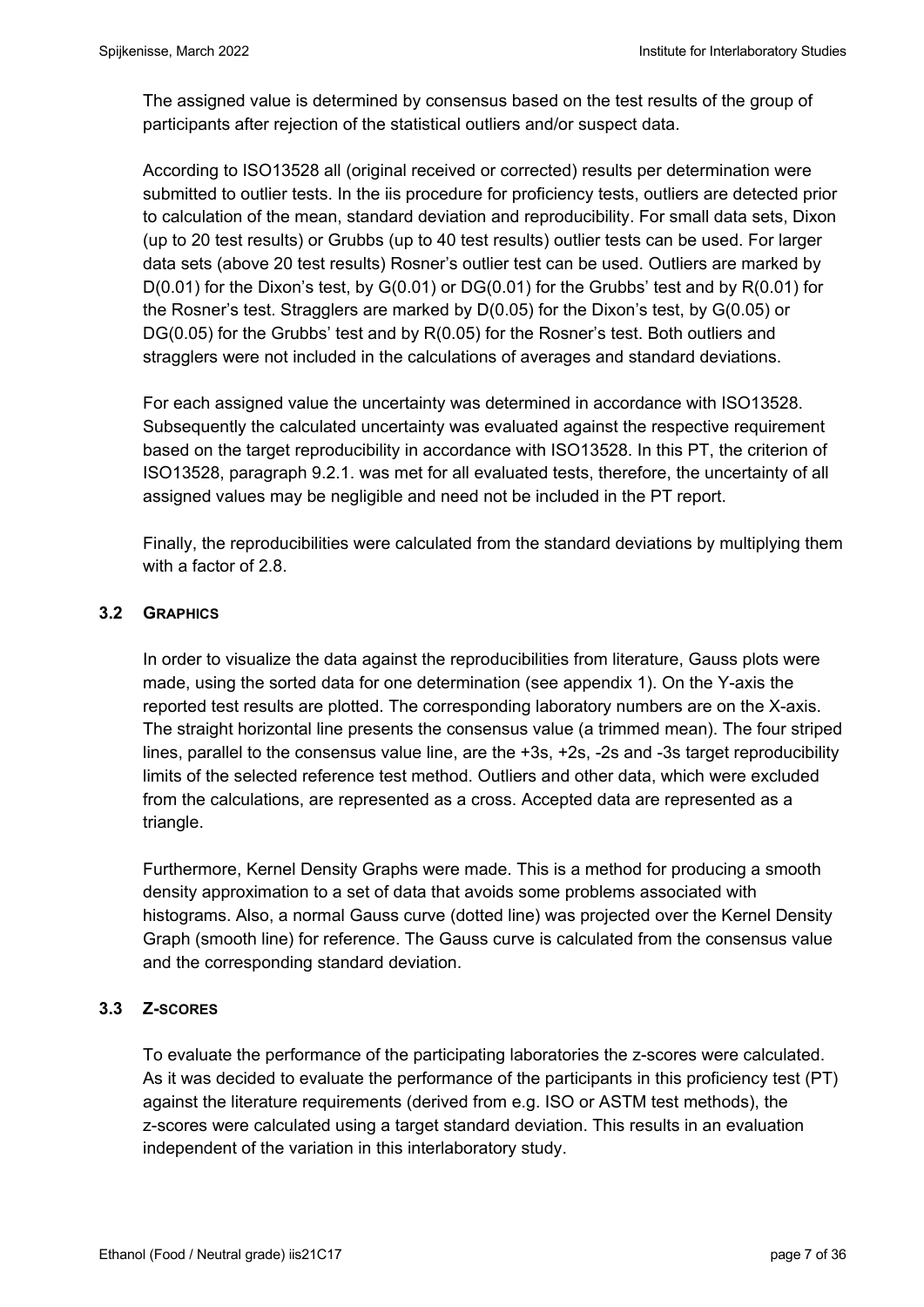The assigned value is determined by consensus based on the test results of the group of participants after rejection of the statistical outliers and/or suspect data.

According to ISO13528 all (original received or corrected) results per determination were submitted to outlier tests. In the iis procedure for proficiency tests, outliers are detected prior to calculation of the mean, standard deviation and reproducibility. For small data sets, Dixon (up to 20 test results) or Grubbs (up to 40 test results) outlier tests can be used. For larger data sets (above 20 test results) Rosner's outlier test can be used. Outliers are marked by D(0.01) for the Dixon's test, by G(0.01) or DG(0.01) for the Grubbs' test and by R(0.01) for the Rosner's test. Stragglers are marked by D(0.05) for the Dixon's test, by G(0.05) or DG(0.05) for the Grubbs' test and by R(0.05) for the Rosner's test. Both outliers and stragglers were not included in the calculations of averages and standard deviations.

For each assigned value the uncertainty was determined in accordance with ISO13528. Subsequently the calculated uncertainty was evaluated against the respective requirement based on the target reproducibility in accordance with ISO13528. In this PT, the criterion of ISO13528, paragraph 9.2.1. was met for all evaluated tests, therefore, the uncertainty of all assigned values may be negligible and need not be included in the PT report.

Finally, the reproducibilities were calculated from the standard deviations by multiplying them with a factor of 2.8.

### 3.2 GRAPHICS

In order to visualize the data against the reproducibilities from literature, Gauss plots were made, using the sorted data for one determination (see appendix 1). On the Y-axis the reported test results are plotted. The corresponding laboratory numbers are on the X-axis. The straight horizontal line presents the consensus value (a trimmed mean). The four striped lines, parallel to the consensus value line, are the +3s, +2s, -2s and -3s target reproducibility limits of the selected reference test method. Outliers and other data, which were excluded from the calculations, are represented as a cross. Accepted data are represented as a triangle.

Furthermore, Kernel Density Graphs were made. This is a method for producing a smooth density approximation to a set of data that avoids some problems associated with histograms. Also, a normal Gauss curve (dotted line) was projected over the Kernel Density Graph (smooth line) for reference. The Gauss curve is calculated from the consensus value and the corresponding standard deviation.

### 3.3 Z-SCORES

To evaluate the performance of the participating laboratories the z-scores were calculated. As it was decided to evaluate the performance of the participants in this proficiency test (PT) against the literature requirements (derived from e.g. ISO or ASTM test methods), the z-scores were calculated using a target standard deviation. This results in an evaluation independent of the variation in this interlaboratory study.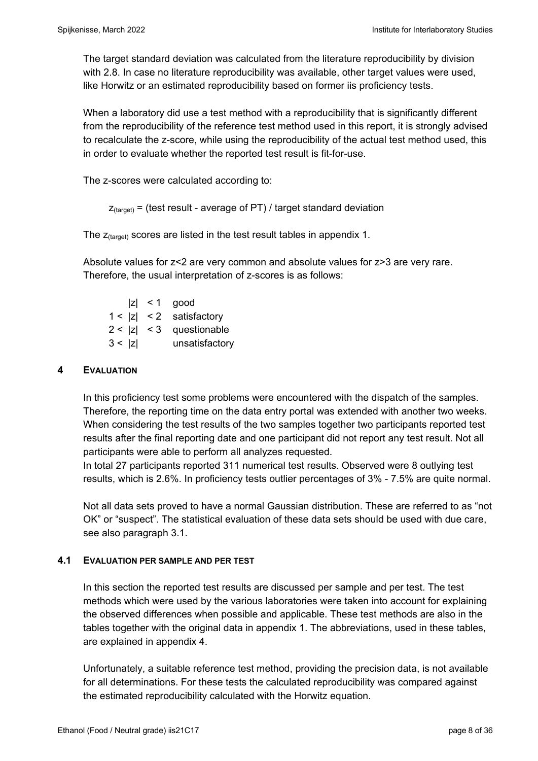The target standard deviation was calculated from the literature reproducibility by division with 2.8. In case no literature reproducibility was available, other target values were used, like Horwitz or an estimated reproducibility based on former iis proficiency tests.

When a laboratory did use a test method with a reproducibility that is significantly different from the reproducibility of the reference test method used in this report, it is strongly advised to recalculate the z-score, while using the reproducibility of the actual test method used, this in order to evaluate whether the reported test result is fit-for-use.

The z-scores were calculated according to:

$$z_{(target)} = (\text{test result - average of PT}) / \text{target standard deviation}$$

The $z_{(target)}$ scores are listed in the test result tables in appendix 1.

Absolute values for z<2 are very common and absolute values for z>3 are very rare. Therefore, the usual interpretation of z-scores is as follows:

| | | |
|---|---|---|
| | $\|z\| < 1$ | good |
| $1 <$ | $\|z\| < 2$ | satisfactory |
| $2 <$ | $\|z\| < 3$ | questionable |
| $3 <$ | $\|z\|$ | unsatisfactory |

## 4 EVALUATION

In this proficiency test some problems were encountered with the dispatch of the samples. Therefore, the reporting time on the data entry portal was extended with another two weeks. When considering the test results of the two samples together two participants reported test results after the final reporting date and one participant did not report any test result. Not all participants were able to perform all analyzes requested.
In total 27 participants reported 311 numerical test results. Observed were 8 outlying test results, which is 2.6%. In proficiency tests outlier percentages of 3% - 7.5% are quite normal.

Not all data sets proved to have a normal Gaussian distribution. These are referred to as "not OK" or "suspect". The statistical evaluation of these data sets should be used with due care, see also paragraph 3.1.

### 4.1 EVALUATION PER SAMPLE AND PER TEST

In this section the reported test results are discussed per sample and per test. The test methods which were used by the various laboratories were taken into account for explaining the observed differences when possible and applicable. These test methods are also in the tables together with the original data in appendix 1. The abbreviations, used in these tables, are explained in appendix 4.

Unfortunately, a suitable reference test method, providing the precision data, is not available for all determinations. For these tests the calculated reproducibility was compared against the estimated reproducibility calculated with the Horwitz equation.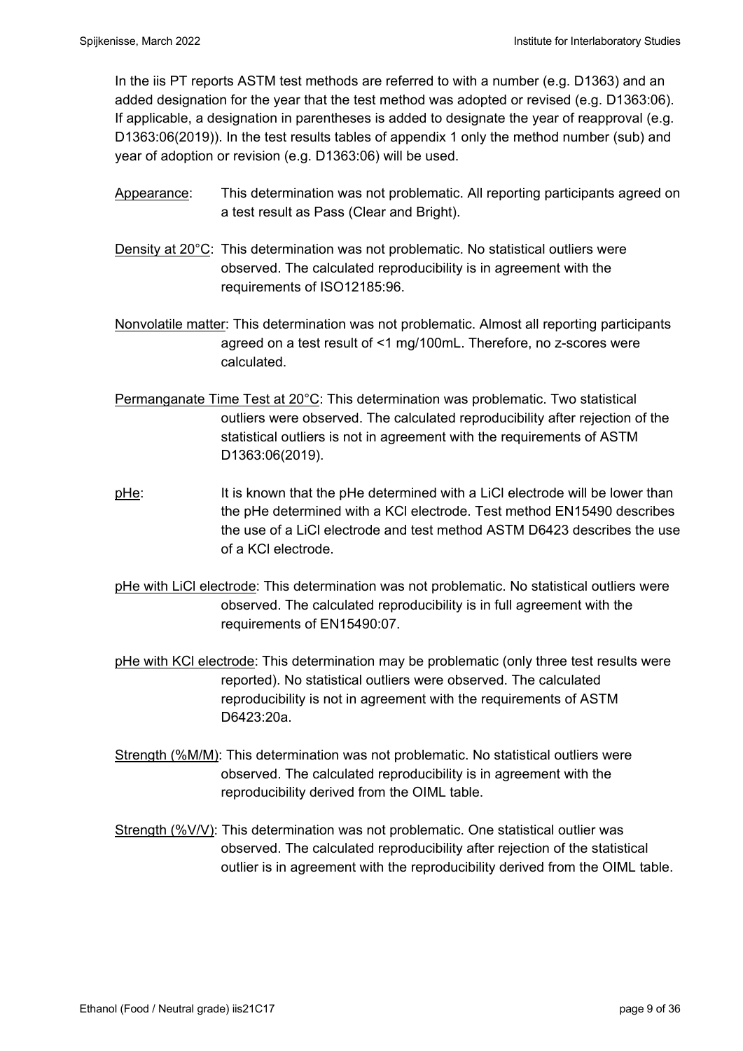In the iis PT reports ASTM test methods are referred to with a number (e.g. D1363) and an added designation for the year that the test method was adopted or revised (e.g. D1363:06). If applicable, a designation in parentheses is added to designate the year of reapproval (e.g. D1363:06(2019)). In the test results tables of appendix 1 only the method number (sub) and year of adoption or revision (e.g. D1363:06) will be used.

Appearance: This determination was not problematic. All reporting participants agreed on a test result as Pass (Clear and Bright).

Density at 20°C: This determination was not problematic. No statistical outliers were observed. The calculated reproducibility is in agreement with the requirements of ISO12185:96.

Nonvolatile matter: This determination was not problematic. Almost all reporting participants agreed on a test result of <1 mg/100mL. Therefore, no z-scores were calculated.

Permanganate Time Test at 20°C: This determination was problematic. Two statistical outliers were observed. The calculated reproducibility after rejection of the statistical outliers is not in agreement with the requirements of ASTM D1363:06(2019).

pHe: It is known that the pHe determined with a LiCl electrode will be lower than the pHe determined with a KCl electrode. Test method EN15490 describes the use of a LiCl electrode and test method ASTM D6423 describes the use of a KCl electrode.

pHe with LiCl electrode: This determination was not problematic. No statistical outliers were observed. The calculated reproducibility is in full agreement with the requirements of EN15490:07.

pHe with KCl electrode: This determination may be problematic (only three test results were reported). No statistical outliers were observed. The calculated reproducibility is not in agreement with the requirements of ASTM D6423:20a.

Strength (%M/M): This determination was not problematic. No statistical outliers were observed. The calculated reproducibility is in agreement with the reproducibility derived from the OIML table.

Strength (%V/V): This determination was not problematic. One statistical outlier was observed. The calculated reproducibility after rejection of the statistical outlier is in agreement with the reproducibility derived from the OIML table.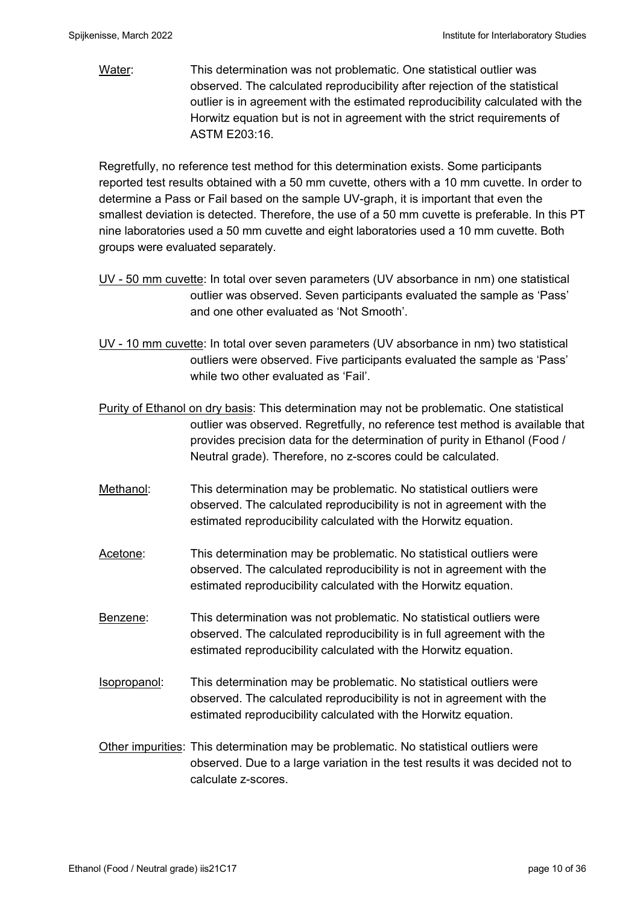Water: This determination was not problematic. One statistical outlier was observed. The calculated reproducibility after rejection of the statistical outlier is in agreement with the estimated reproducibility calculated with the Horwitz equation but is not in agreement with the strict requirements of ASTM E203:16.

Regretfully, no reference test method for this determination exists. Some participants reported test results obtained with a 50 mm cuvette, others with a 10 mm cuvette. In order to determine a Pass or Fail based on the sample UV-graph, it is important that even the smallest deviation is detected. Therefore, the use of a 50 mm cuvette is preferable. In this PT nine laboratories used a 50 mm cuvette and eight laboratories used a 10 mm cuvette. Both groups were evaluated separately.

UV - 50 mm cuvette: In total over seven parameters (UV absorbance in nm) one statistical outlier was observed. Seven participants evaluated the sample as 'Pass' and one other evaluated as 'Not Smooth'.

UV - 10 mm cuvette: In total over seven parameters (UV absorbance in nm) two statistical outliers were observed. Five participants evaluated the sample as 'Pass' while two other evaluated as 'Fail'.

Purity of Ethanol on dry basis: This determination may not be problematic. One statistical outlier was observed. Regretfully, no reference test method is available that provides precision data for the determination of purity in Ethanol (Food / Neutral grade). Therefore, no z-scores could be calculated.

Methanol: This determination may be problematic. No statistical outliers were observed. The calculated reproducibility is not in agreement with the estimated reproducibility calculated with the Horwitz equation.

Acetone: This determination may be problematic. No statistical outliers were observed. The calculated reproducibility is not in agreement with the estimated reproducibility calculated with the Horwitz equation.

Benzene: This determination was not problematic. No statistical outliers were observed. The calculated reproducibility is in full agreement with the estimated reproducibility calculated with the Horwitz equation.

Isopropanol: This determination may be problematic. No statistical outliers were observed. The calculated reproducibility is not in agreement with the estimated reproducibility calculated with the Horwitz equation.

Other impurities: This determination may be problematic. No statistical outliers were observed. Due to a large variation in the test results it was decided not to calculate z-scores.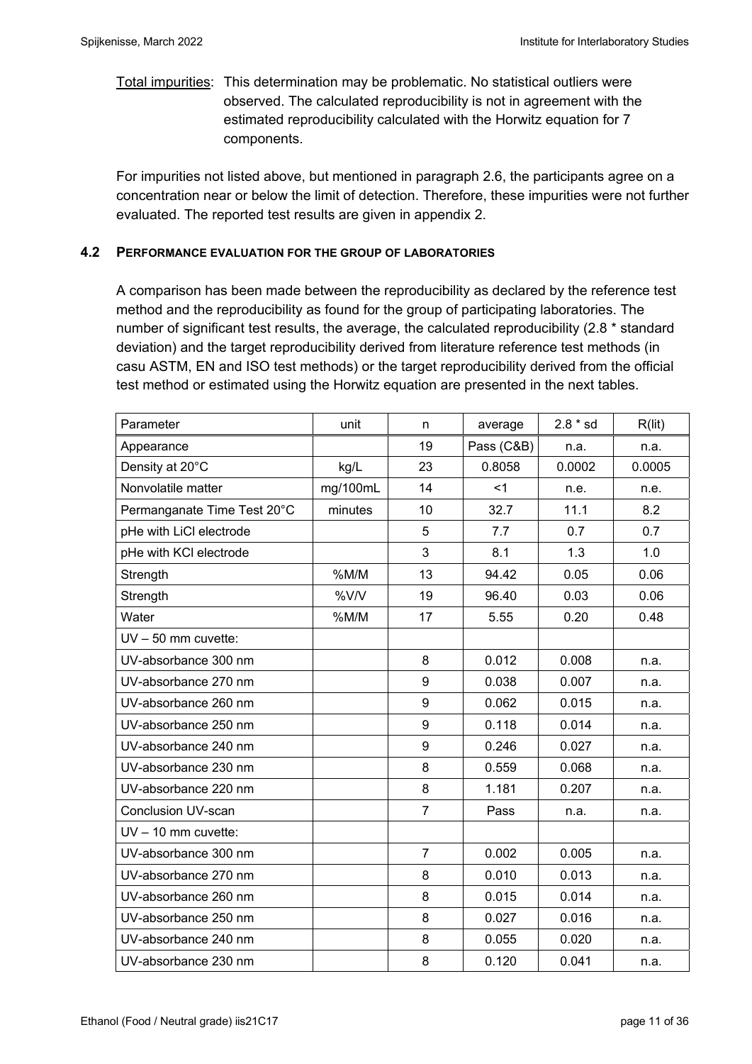Total impurities: This determination may be problematic. No statistical outliers were observed. The calculated reproducibility is not in agreement with the estimated reproducibility calculated with the Horwitz equation for 7 components.

For impurities not listed above, but mentioned in paragraph 2.6, the participants agree on a concentration near or below the limit of detection. Therefore, these impurities were not further evaluated. The reported test results are given in appendix 2.

### 4.2 PERFORMANCE EVALUATION FOR THE GROUP OF LABORATORIES

A comparison has been made between the reproducibility as declared by the reference test method and the reproducibility as found for the group of participating laboratories. The number of significant test results, the average, the calculated reproducibility (2.8 * standard deviation) and the target reproducibility derived from literature reference test methods (in casu ASTM, EN and ISO test methods) or the target reproducibility derived from the official test method or estimated using the Horwitz equation are presented in the next tables.

| Parameter | unit | n | average | 2.8 * sd | R(lit) |
|---|---|---|---|---|---|
| Appearance | | 19 | Pass (C&B) | n.a. | n.a. |
| Density at 20°C | kg/L | 23 | 0.8058 | 0.0002 | 0.0005 |
| Nonvolatile matter | mg/100mL | 14 | <1 | n.e. | n.e. |
| Permanganate Time Test 20°C | minutes | 10 | 32.7 | 11.1 | 8.2 |
| pHe with LiCl electrode | | 5 | 7.7 | 0.7 | 0.7 |
| pHe with KCl electrode | | 3 | 8.1 | 1.3 | 1.0 |
| Strength | %M/M | 13 | 94.42 | 0.05 | 0.06 |
| Strength | %V/V | 19 | 96.40 | 0.03 | 0.06 |
| Water | %M/M | 17 | 5.55 | 0.20 | 0.48 |
| UV – 50 mm cuvette: | | | | | |
| UV-absorbance 300 nm | | 8 | 0.012 | 0.008 | n.a. |
| UV-absorbance 270 nm | | 9 | 0.038 | 0.007 | n.a. |
| UV-absorbance 260 nm | | 9 | 0.062 | 0.015 | n.a. |
| UV-absorbance 250 nm | | 9 | 0.118 | 0.014 | n.a. |
| UV-absorbance 240 nm | | 9 | 0.246 | 0.027 | n.a. |
| UV-absorbance 230 nm | | 8 | 0.559 | 0.068 | n.a. |
| UV-absorbance 220 nm | | 8 | 1.181 | 0.207 | n.a. |
| Conclusion UV-scan | | 7 | Pass | n.a. | n.a. |
| UV – 10 mm cuvette: | | | | | |
| UV-absorbance 300 nm | | 7 | 0.002 | 0.005 | n.a. |
| UV-absorbance 270 nm | | 8 | 0.010 | 0.013 | n.a. |
| UV-absorbance 260 nm | | 8 | 0.015 | 0.014 | n.a. |
| UV-absorbance 250 nm | | 8 | 0.027 | 0.016 | n.a. |
| UV-absorbance 240 nm | | 8 | 0.055 | 0.020 | n.a. |
| UV-absorbance 230 nm | | 8 | 0.120 | 0.041 | n.a. |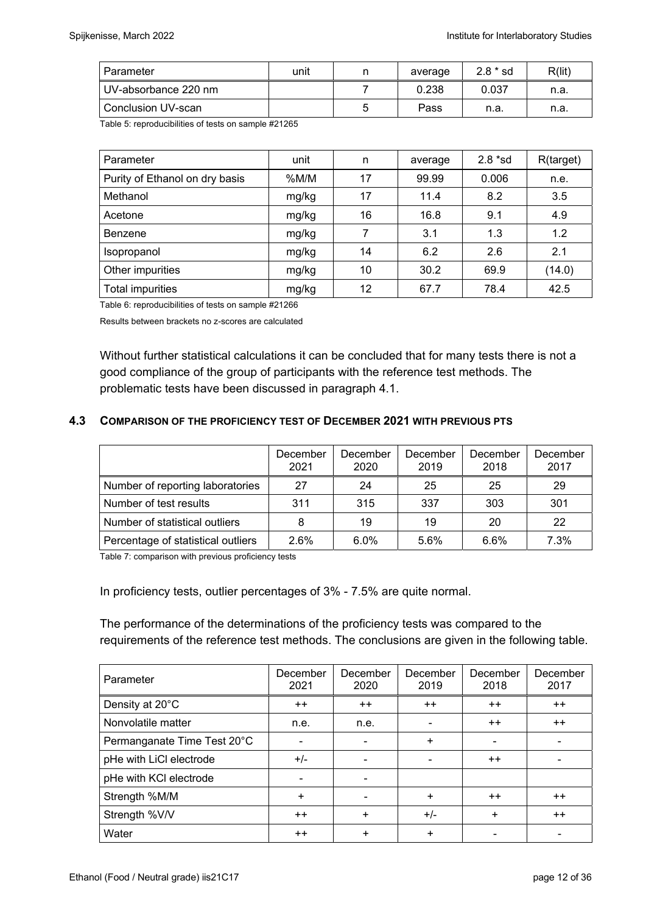| Parameter | unit | n | average | 2.8 * sd | R(lit) |
|---|---|---|---|---|---|
| UV-absorbance 220 nm | | 7 | 0.238 | 0.037 | n.a. |
| Conclusion UV-scan | | 5 | Pass | n.a. | n.a. |

Table 5: reproducibilities of tests on sample #21265

| Parameter | unit | n | average | 2.8 *sd | R(target) |
|---|---|---|---|---|---|
| Purity of Ethanol on dry basis | %M/M | 17 | 99.99 | 0.006 | n.e. |
| Methanol | mg/kg | 17 | 11.4 | 8.2 | 3.5 |
| Acetone | mg/kg | 16 | 16.8 | 9.1 | 4.9 |
| Benzene | mg/kg | 7 | 3.1 | 1.3 | 1.2 |
| Isopropanol | mg/kg | 14 | 6.2 | 2.6 | 2.1 |
| Other impurities | mg/kg | 10 | 30.2 | 69.9 | (14.0) |
| Total impurities | mg/kg | 12 | 67.7 | 78.4 | 42.5 |

Table 6: reproducibilities of tests on sample #21266

Results between brackets no z-scores are calculated

Without further statistical calculations it can be concluded that for many tests there is not a good compliance of the group of participants with the reference test methods. The problematic tests have been discussed in paragraph 4.1.

### 4.3 COMPARISON OF THE PROFICIENCY TEST OF DECEMBER 2021 WITH PREVIOUS PTS

| | December 2021 | December 2020 | December 2019 | December 2018 | December 2017 |
|---|---|---|---|---|---|
| Number of reporting laboratories | 27 | 24 | 25 | 25 | 29 |
| Number of test results | 311 | 315 | 337 | 303 | 301 |
| Number of statistical outliers | 8 | 19 | 19 | 20 | 22 |
| Percentage of statistical outliers | 2.6% | 6.0% | 5.6% | 6.6% | 7.3% |

Table 7: comparison with previous proficiency tests

In proficiency tests, outlier percentages of 3% - 7.5% are quite normal.

The performance of the determinations of the proficiency tests was compared to the requirements of the reference test methods. The conclusions are given in the following table.

| Parameter | December 2021 | December 2020 | December 2019 | December 2018 | December 2017 |
|---|---|---|---|---|---|
| Density at 20°C | ++ | ++ | ++ | ++ | ++ |
| Nonvolatile matter | n.e. | n.e. | - | ++ | ++ |
| Permanganate Time Test 20°C | - | - | + | - | - |
| pHe with LiCl electrode | +/- | - | - | ++ | - |
| pHe with KCl electrode | - | - | | | |
| Strength %M/M | + | - | + | ++ | ++ |
| Strength %V/V | ++ | + | +/- | + | ++ |
| Water | ++ | + | + | - | - |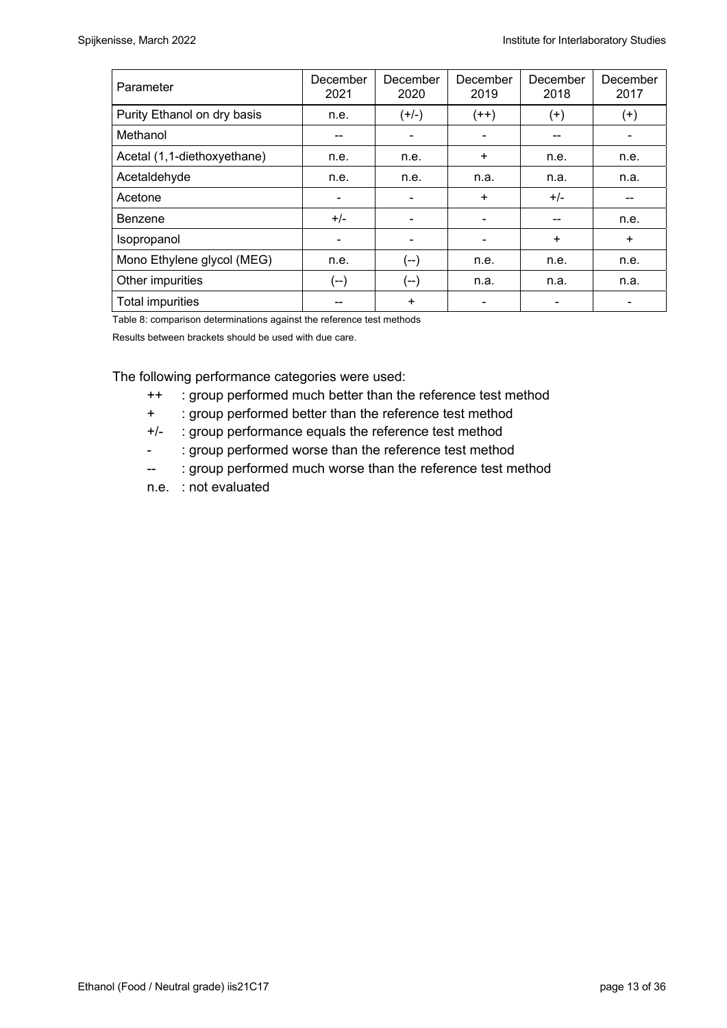| Parameter | December 2021 | December 2020 | December 2019 | December 2018 | December 2017 |
| --- | --- | --- | --- | --- | --- |
| Purity Ethanol on dry basis | n.e. | (+/-) | (++) | (+) | (+) |
| Methanol | -- | - | - | -- | - |
| Acetal (1,1-diethoxyethane) | n.e. | n.e. | + | n.e. | n.e. |
| Acetaldehyde | n.e. | n.e. | n.a. | n.a. | n.a. |
| Acetone | - | - | + | +/- | -- |
| Benzene | +/- | - | - | -- | n.e. |
| Isopropanol | - | - | - | + | + |
| Mono Ethylene glycol (MEG) | n.e. | (--) | n.e. | n.e. | n.e. |
| Other impurities | (--) | (--) | n.a. | n.a. | n.a. |
| Total impurities | -- | + | - | - | - |

Table 8: comparison determinations against the reference test methods

Results between brackets should be used with due care.

The following performance categories were used:

- ++ : group performed much better than the reference test method
- \+ : group performed better than the reference test method
- +/- : group performance equals the reference test method
- \- : group performed worse than the reference test method
- -- : group performed much worse than the reference test method
- n.e. : not evaluated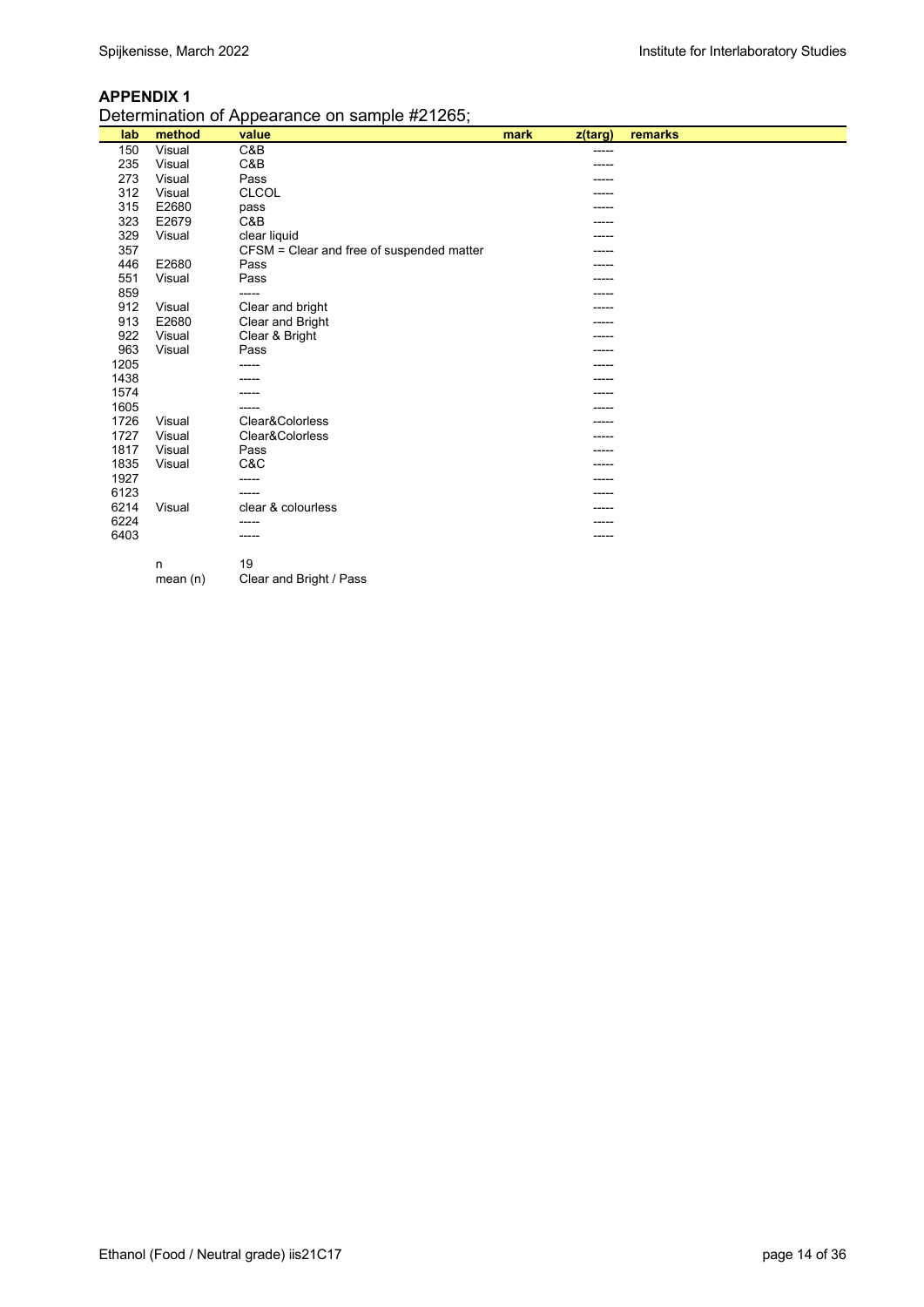## APPENDIX 1

Determination of Appearance on sample #21265;

| lab | method | value | mark | z(targ) | remarks |
|---|---|---|---|---|---|
| 150 | Visual | C&B | | ----- | |
| 235 | Visual | C&B | | ----- | |
| 273 | Visual | Pass | | ----- | |
| 312 | Visual | CLCOL | | ----- | |
| 315 | E2680 | pass | | ----- | |
| 323 | E2679 | C&B | | ----- | |
| 329 | Visual | clear liquid | | ----- | |
| 357 | | CFSM = Clear and free of suspended matter | | ----- | |
| 446 | E2680 | Pass | | ----- | |
| 551 | Visual | Pass | | ----- | |
| 859 | | ----- | | ----- | |
| 912 | Visual | Clear and bright | | ----- | |
| 913 | E2680 | Clear and Bright | | ----- | |
| 922 | Visual | Clear & Bright | | ----- | |
| 963 | Visual | Pass | | ----- | |
| 1205 | | ----- | | ----- | |
| 1438 | | ----- | | ----- | |
| 1574 | | ----- | | ----- | |
| 1605 | | ----- | | ----- | |
| 1726 | Visual | Clear&Colorless | | ----- | |
| 1727 | Visual | Clear&Colorless | | ----- | |
| 1817 | Visual | Pass | | ----- | |
| 1835 | Visual | C&C | | ----- | |
| 1927 | | ----- | | ----- | |
| 6123 | | ----- | | ----- | |
| 6214 | Visual | clear & colourless | | ----- | |
| 6224 | | ----- | | ----- | |
| 6403 | | ----- | | ----- | |
| | n | 19 | | | |
| | mean (n) | Clear and Bright / Pass | | | |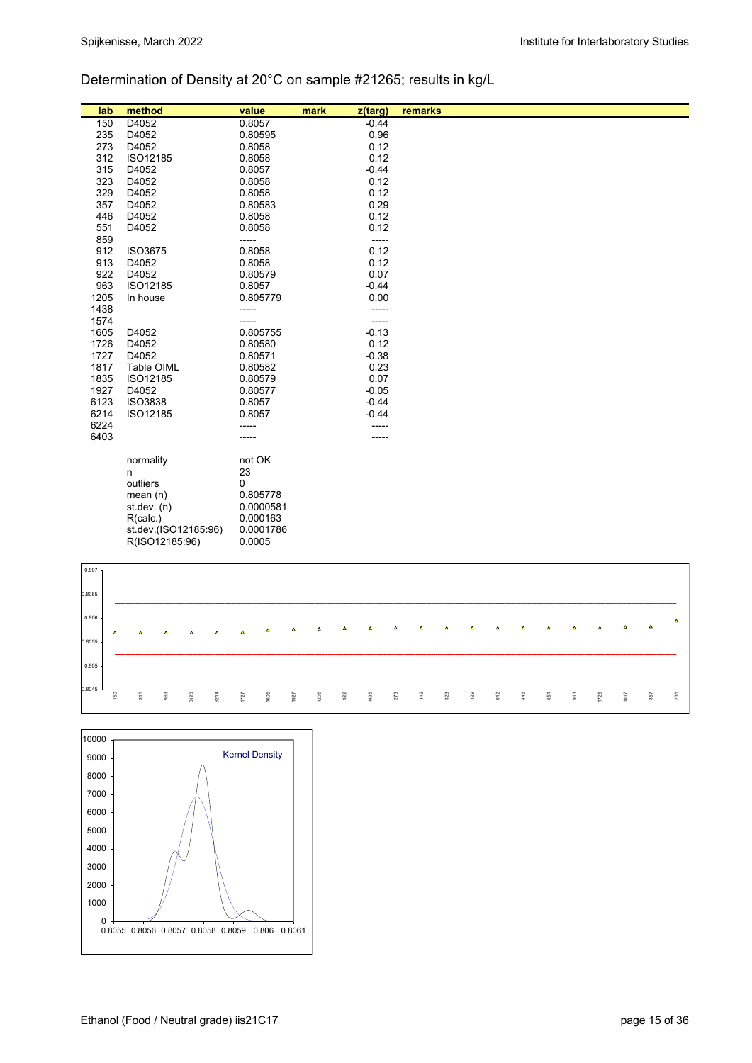## Determination of Density at 20°C on sample #21265; results in kg/L

| lab | method | value | mark | z(targ) | remarks |
|---|---|---|---|---|---|
| 150 | D4052 | 0.8057 | | -0.44 | |
| 235 | D4052 | 0.80595 | | 0.96 | |
| 273 | D4052 | 0.8058 | | 0.12 | |
| 312 | ISO12185 | 0.8058 | | 0.12 | |
| 315 | D4052 | 0.8057 | | -0.44 | |
| 323 | D4052 | 0.8058 | | 0.12 | |
| 329 | D4052 | 0.8058 | | 0.12 | |
| 357 | D4052 | 0.80583 | | 0.29 | |
| 446 | D4052 | 0.8058 | | 0.12 | |
| 551 | D4052 | 0.8058 | | 0.12 | |
| 859 | | ----- | | ----- | |
| 912 | ISO3675 | 0.8058 | | 0.12 | |
| 913 | D4052 | 0.8058 | | 0.12 | |
| 922 | D4052 | 0.80579 | | 0.07 | |
| 963 | ISO12185 | 0.8057 | | -0.44 | |
| 1205 | In house | 0.805779 | | 0.00 | |
| 1438 | | ----- | | ----- | |
| 1574 | | ----- | | ----- | |
| 1605 | D4052 | 0.805755 | | -0.13 | |
| 1726 | D4052 | 0.80580 | | 0.12 | |
| 1727 | D4052 | 0.80571 | | -0.38 | |
| 1817 | Table OIML | 0.80582 | | 0.23 | |
| 1835 | ISO12185 | 0.80579 | | 0.07 | |
| 1927 | D4052 | 0.80577 | | -0.05 | |
| 6123 | ISO3838 | 0.8057 | | -0.44 | |
| 6214 | ISO12185 | 0.8057 | | -0.44 | |
| 6224 | | ----- | | ----- | |
| 6403 | | ----- | | ----- | |

| | |
|---|---|
| normality | not OK |
| n | 23 |
| outliers | 0 |
| mean (n) | 0.805778 |
| st.dev. (n) | 0.0000581 |
| R(calc.) | 0.000163 |
| st.dev.(ISO12185:96) | 0.0001786 |
| R(ISO12185:96) | 0.0005 |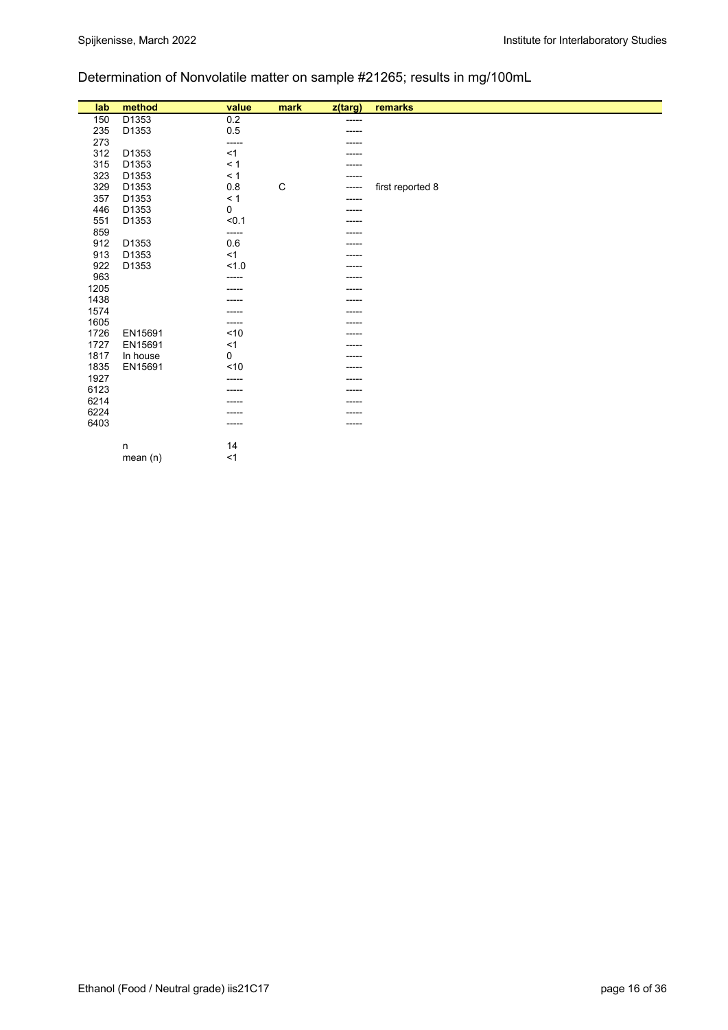## Determination of Nonvolatile matter on sample #21265; results in mg/100mL

| lab | method | value | mark | z(targ) | remarks |
|---|---|---|---|---|---|
| 150 | D1353 | 0.2 | | ----- | |
| 235 | D1353 | 0.5 | | ----- | |
| 273 | | ----- | | ----- | |
| 312 | D1353 | <1 | | ----- | |
| 315 | D1353 | < 1 | | ----- | |
| 323 | D1353 | < 1 | | ----- | |
| 329 | D1353 | 0.8 | C | ----- | first reported 8 |
| 357 | D1353 | < 1 | | ----- | |
| 446 | D1353 | 0 | | ----- | |
| 551 | D1353 | <0.1 | | ----- | |
| 859 | | ----- | | ----- | |
| 912 | D1353 | 0.6 | | ----- | |
| 913 | D1353 | <1 | | ----- | |
| 922 | D1353 | <1.0 | | ----- | |
| 963 | | ----- | | ----- | |
| 1205 | | ----- | | ----- | |
| 1438 | | ----- | | ----- | |
| 1574 | | ----- | | ----- | |
| 1605 | | ----- | | ----- | |
| 1726 | EN15691 | <10 | | ----- | |
| 1727 | EN15691 | <1 | | ----- | |
| 1817 | In house | 0 | | ----- | |
| 1835 | EN15691 | <10 | | ----- | |
| 1927 | | ----- | | ----- | |
| 6123 | | ----- | | ----- | |
| 6214 | | ----- | | ----- | |
| 6224 | | ----- | | ----- | |
| 6403 | | ----- | | ----- | |
| | | | | | |
| | n | 14 | | | |
| | mean (n) | <1 | | | |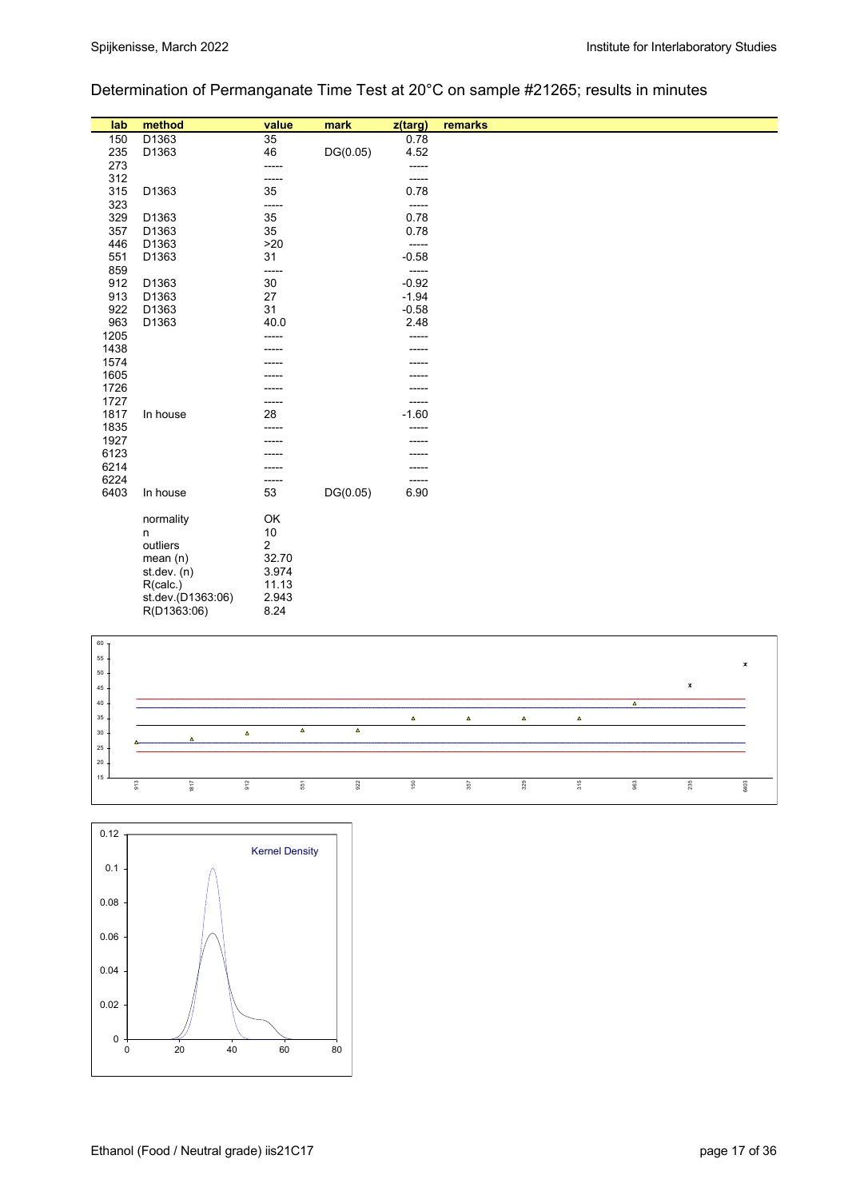## Determination of Permanganate Time Test at 20°C on sample #21265; results in minutes

| lab | method | value | mark | z(targ) | remarks |
|---|---|---|---|---|---|
| 150 | D1363 | 35 | | 0.78 | |
| 235 | D1363 | 46 | DG(0.05) | 4.52 | |
| 273 | | ----- | | ----- | |
| 312 | | ----- | | ----- | |
| 315 | D1363 | 35 | | 0.78 | |
| 323 | | ----- | | ----- | |
| 329 | D1363 | 35 | | 0.78 | |
| 357 | D1363 | 35 | | 0.78 | |
| 446 | D1363 | >20 | | ----- | |
| 551 | D1363 | 31 | | -0.58 | |
| 859 | | ----- | | ----- | |
| 912 | D1363 | 30 | | -0.92 | |
| 913 | D1363 | 27 | | -1.94 | |
| 922 | D1363 | 31 | | -0.58 | |
| 963 | D1363 | 40.0 | | 2.48 | |
| 1205 | | ----- | | ----- | |
| 1438 | | ----- | | ----- | |
| 1574 | | ----- | | ----- | |
| 1605 | | ----- | | ----- | |
| 1726 | | ----- | | ----- | |
| 1727 | | ----- | | ----- | |
| 1817 | In house | 28 | | -1.60 | |
| 1835 | | ----- | | ----- | |
| 1927 | | ----- | | ----- | |
| 6123 | | ----- | | ----- | |
| 6214 | | ----- | | ----- | |
| 6224 | | ----- | | ----- | |
| 6403 | In house | 53 | DG(0.05) | 6.90 | |

| | |
|---|---|
| normality | OK |
| n | 10 |
| outliers | 2 |
| mean (n) | 32.70 |
| st.dev. (n) | 3.974 |
| R(calc.) | 11.13 |
| st.dev.(D1363:06) | 2.943 |
| R(D1363:06) | 8.24 |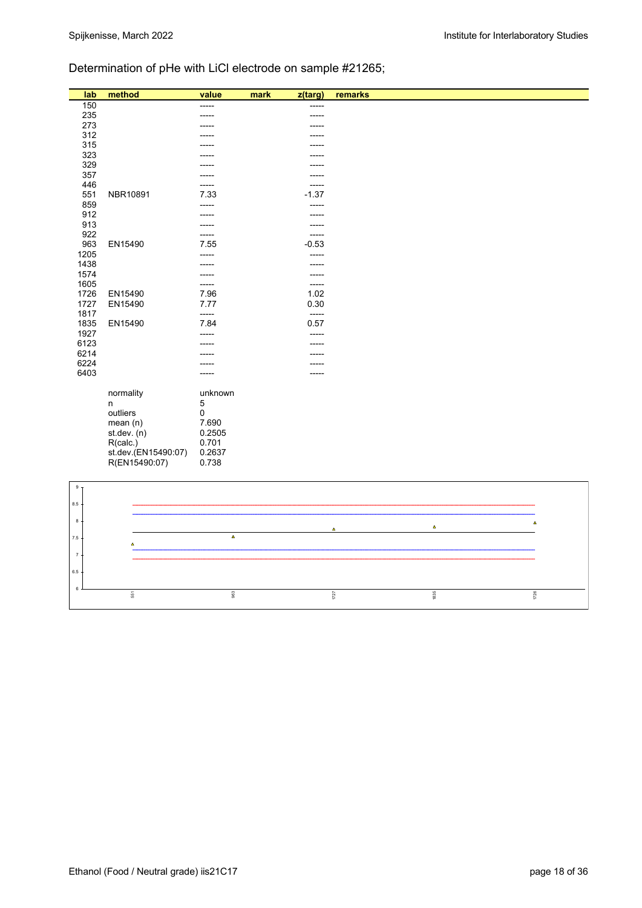Determination of pHe with LiCl electrode on sample #21265;

| lab | method | value | mark | z(targ) | remarks |
|---|---|---|---|---|---|
| 150 | | ----- | | ----- | |
| 235 | | ----- | | ----- | |
| 273 | | ----- | | ----- | |
| 312 | | ----- | | ----- | |
| 315 | | ----- | | ----- | |
| 323 | | ----- | | ----- | |
| 329 | | ----- | | ----- | |
| 357 | | ----- | | ----- | |
| 446 | | ----- | | ----- | |
| 551 | NBR10891 | 7.33 | | -1.37 | |
| 859 | | ----- | | ----- | |
| 912 | | ----- | | ----- | |
| 913 | | ----- | | ----- | |
| 922 | | ----- | | ----- | |
| 963 | EN15490 | 7.55 | | -0.53 | |
| 1205 | | ----- | | ----- | |
| 1438 | | ----- | | ----- | |
| 1574 | | ----- | | ----- | |
| 1605 | | ----- | | ----- | |
| 1726 | EN15490 | 7.96 | | 1.02 | |
| 1727 | EN15490 | 7.77 | | 0.30 | |
| 1817 | | ----- | | ----- | |
| 1835 | EN15490 | 7.84 | | 0.57 | |
| 1927 | | ----- | | ----- | |
| 6123 | | ----- | | ----- | |
| 6214 | | ----- | | ----- | |
| 6224 | | ----- | | ----- | |
| 6403 | | ----- | | ----- | |

| | |
|---|---|
| normality | unknown |
| n | 5 |
| outliers | 0 |
| mean (n) | 7.690 |
| st.dev. (n) | 0.2505 |
| R(calc.) | 0.701 |
| st.dev.(EN15490:07) | 0.2637 |
| R(EN15490:07) | 0.738 |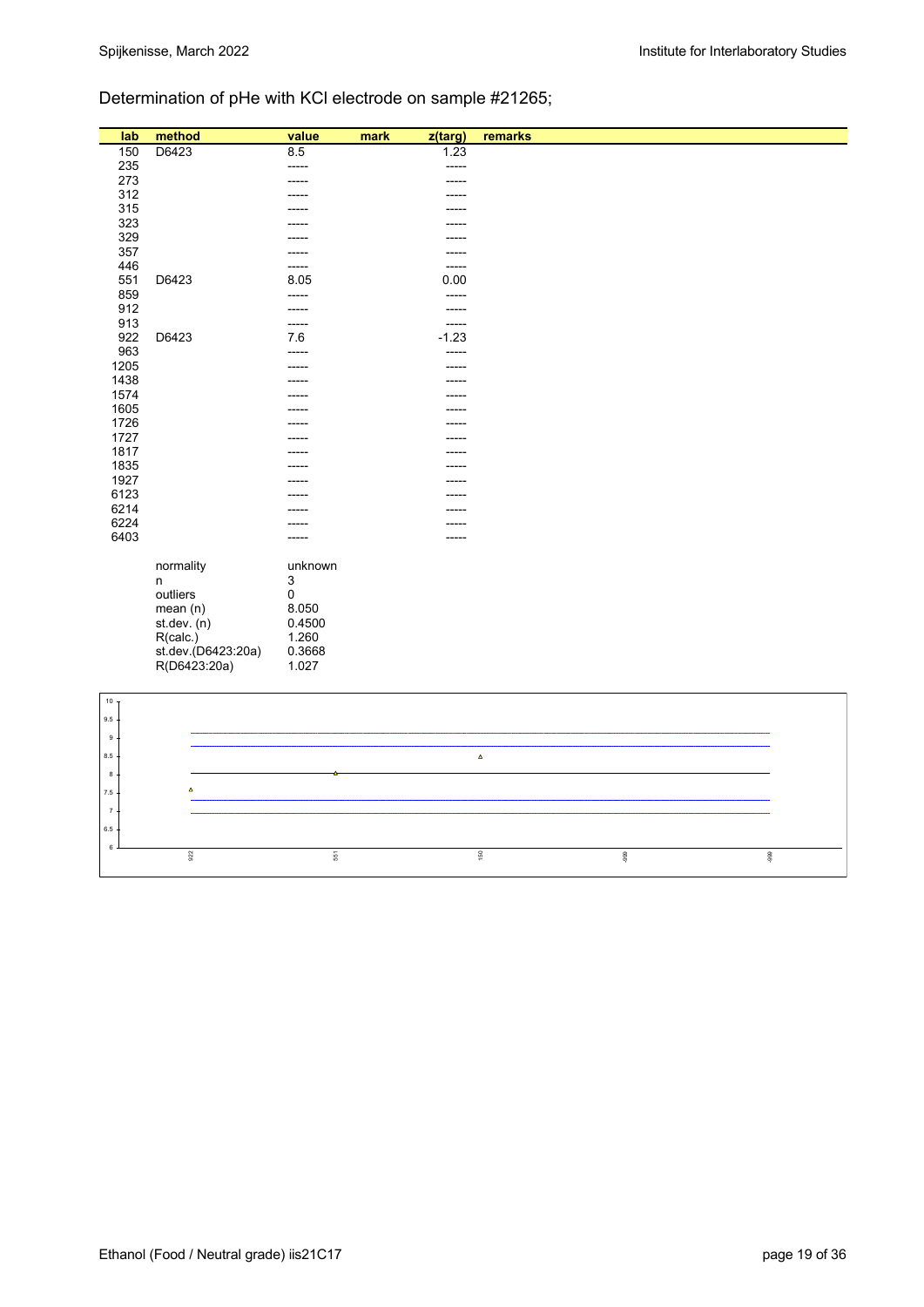## Determination of pHe with KCl electrode on sample #21265;

| lab | method | value | mark | z(targ) | remarks |
|---|---|---|---|---|---|
| 150 | D6423 | 8.5 | | 1.23 | |
| 235 | | ----- | | ----- | |
| 273 | | ----- | | ----- | |
| 312 | | ----- | | ----- | |
| 315 | | ----- | | ----- | |
| 323 | | ----- | | ----- | |
| 329 | | ----- | | ----- | |
| 357 | | ----- | | ----- | |
| 446 | | ----- | | ----- | |
| 551 | D6423 | 8.05 | | 0.00 | |
| 859 | | ----- | | ----- | |
| 912 | | ----- | | ----- | |
| 913 | | ----- | | ----- | |
| 922 | D6423 | 7.6 | | -1.23 | |
| 963 | | ----- | | ----- | |
| 1205 | | ----- | | ----- | |
| 1438 | | ----- | | ----- | |
| 1574 | | ----- | | ----- | |
| 1605 | | ----- | | ----- | |
| 1726 | | ----- | | ----- | |
| 1727 | | ----- | | ----- | |
| 1817 | | ----- | | ----- | |
| 1835 | | ----- | | ----- | |
| 1927 | | ----- | | ----- | |
| 6123 | | ----- | | ----- | |
| 6214 | | ----- | | ----- | |
| 6224 | | ----- | | ----- | |
| 6403 | | ----- | | ----- | |

| | |
|---|---|
| normality | unknown |
| n | 3 |
| outliers | 0 |
| mean (n) | 8.050 |
| st.dev. (n) | 0.4500 |
| R(calc.) | 1.260 |
| st.dev.(D6423:20a) | 0.3668 |
| R(D6423:20a) | 1.027 |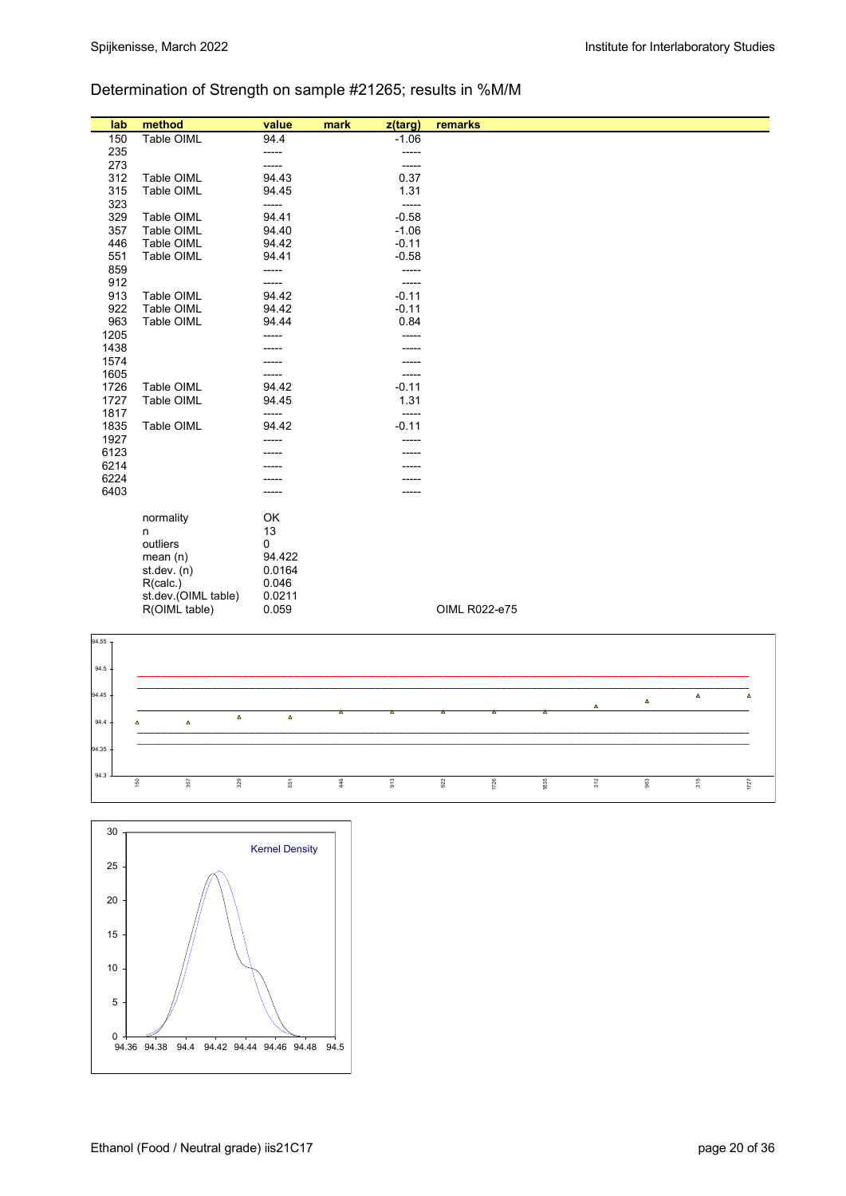## Determination of Strength on sample #21265; results in %M/M

| lab | method | value | mark | z(targ) | remarks |
|---|---|---|---|---|---|
| 150 | Table OIML | 94.4 | | -1.06 | |
| 235 | | ----- | | ----- | |
| 273 | | ----- | | ----- | |
| 312 | Table OIML | 94.43 | | 0.37 | |
| 315 | Table OIML | 94.45 | | 1.31 | |
| 323 | | ----- | | ----- | |
| 329 | Table OIML | 94.41 | | -0.58 | |
| 357 | Table OIML | 94.40 | | -1.06 | |
| 446 | Table OIML | 94.42 | | -0.11 | |
| 551 | Table OIML | 94.41 | | -0.58 | |
| 859 | | ----- | | ----- | |
| 912 | | ----- | | ----- | |
| 913 | Table OIML | 94.42 | | -0.11 | |
| 922 | Table OIML | 94.42 | | -0.11 | |
| 963 | Table OIML | 94.44 | | 0.84 | |
| 1205 | | ----- | | ----- | |
| 1438 | | ----- | | ----- | |
| 1574 | | ----- | | ----- | |
| 1605 | | ----- | | ----- | |
| 1726 | Table OIML | 94.42 | | -0.11 | |
| 1727 | Table OIML | 94.45 | | 1.31 | |
| 1817 | | ----- | | ----- | |
| 1835 | Table OIML | 94.42 | | -0.11 | |
| 1927 | | ----- | | ----- | |
| 6123 | | ----- | | ----- | |
| 6214 | | ----- | | ----- | |
| 6224 | | ----- | | ----- | |
| 6403 | | ----- | | ----- | |
| | normality | OK | | | |
| | n | 13 | | | |
| | outliers | 0 | | | |
| | mean (n) | 94.422 | | | |
| | st.dev. (n) | 0.0164 | | | |
| | R(calc.) | 0.046 | | | |
| | st.dev.(OIML table) | 0.0211 | | | |
| | R(OIML table) | 0.059 | | | OIML R022-e75 |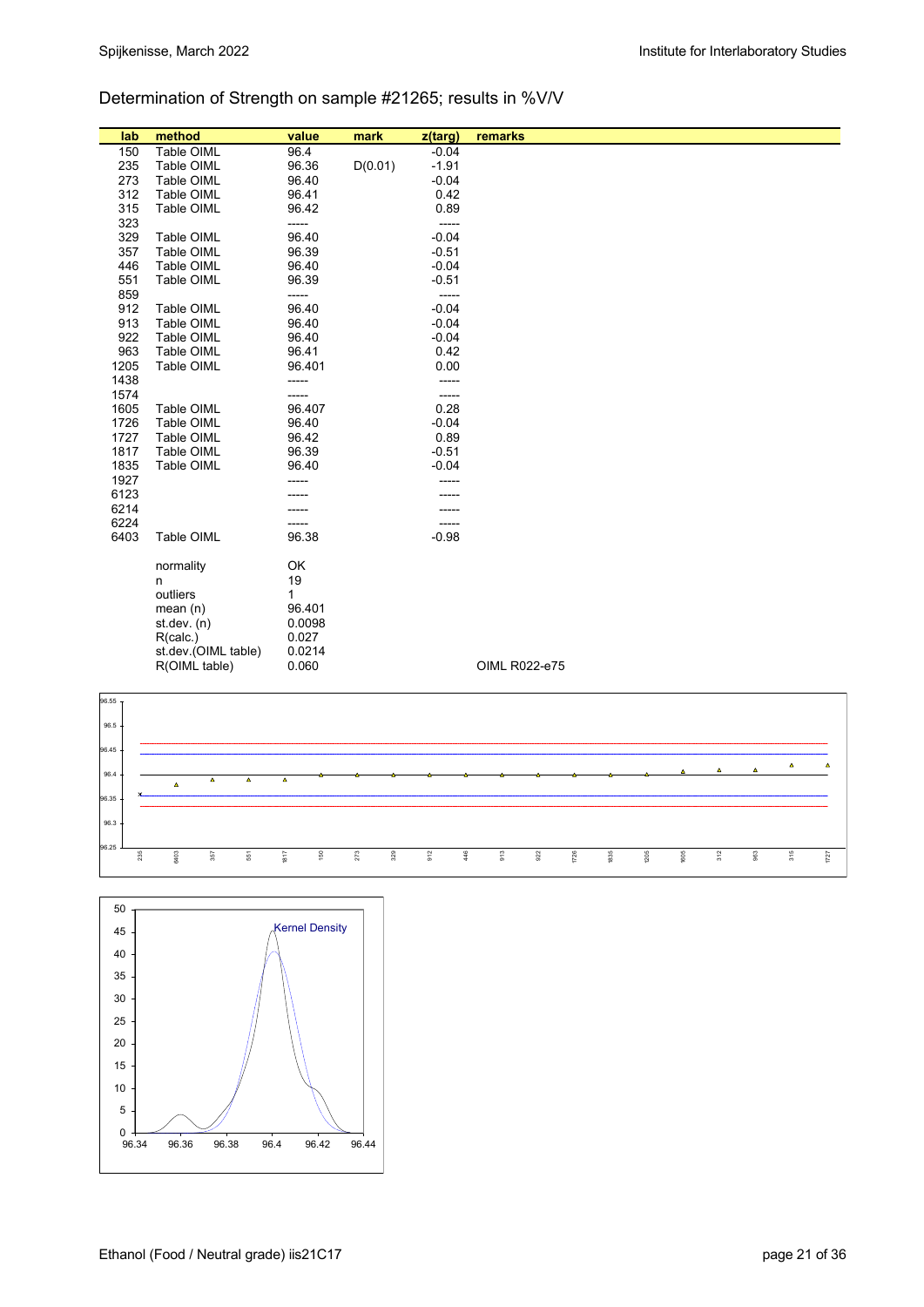## Determination of Strength on sample #21265; results in %V/V

| lab | method | value | mark | z(targ) | remarks |
|---|---|---|---|---|---|
| 150 | Table OIML | 96.4 | | -0.04 | |
| 235 | Table OIML | 96.36 | D(0.01) | -1.91 | |
| 273 | Table OIML | 96.40 | | -0.04 | |
| 312 | Table OIML | 96.41 | | 0.42 | |
| 315 | Table OIML | 96.42 | | 0.89 | |
| 323 | | ----- | | ----- | |
| 329 | Table OIML | 96.40 | | -0.04 | |
| 357 | Table OIML | 96.39 | | -0.51 | |
| 446 | Table OIML | 96.40 | | -0.04 | |
| 551 | Table OIML | 96.39 | | -0.51 | |
| 859 | | ----- | | ----- | |
| 912 | Table OIML | 96.40 | | -0.04 | |
| 913 | Table OIML | 96.40 | | -0.04 | |
| 922 | Table OIML | 96.40 | | -0.04 | |
| 963 | Table OIML | 96.41 | | 0.42 | |
| 1205 | Table OIML | 96.401 | | 0.00 | |
| 1438 | | ----- | | ----- | |
| 1574 | | ----- | | ----- | |
| 1605 | Table OIML | 96.407 | | 0.28 | |
| 1726 | Table OIML | 96.40 | | -0.04 | |
| 1727 | Table OIML | 96.42 | | 0.89 | |
| 1817 | Table OIML | 96.39 | | -0.51 | |
| 1835 | Table OIML | 96.40 | | -0.04 | |
| 1927 | | ----- | | ----- | |
| 6123 | | ----- | | ----- | |
| 6214 | | ----- | | ----- | |
| 6224 | | ----- | | ----- | |
| 6403 | Table OIML | 96.38 | | -0.98 | |
| | normality | OK | | | |
| | n | 19 | | | |
| | outliers | 1 | | | |
| | mean (n) | 96.401 | | | |
| | st.dev. (n) | 0.0098 | | | |
| | R(calc.) | 0.027 | | | |
| | st.dev.(OIML table) | 0.0214 | | | |
| | R(OIML table) | 0.060 | | | OIML R022-e75 |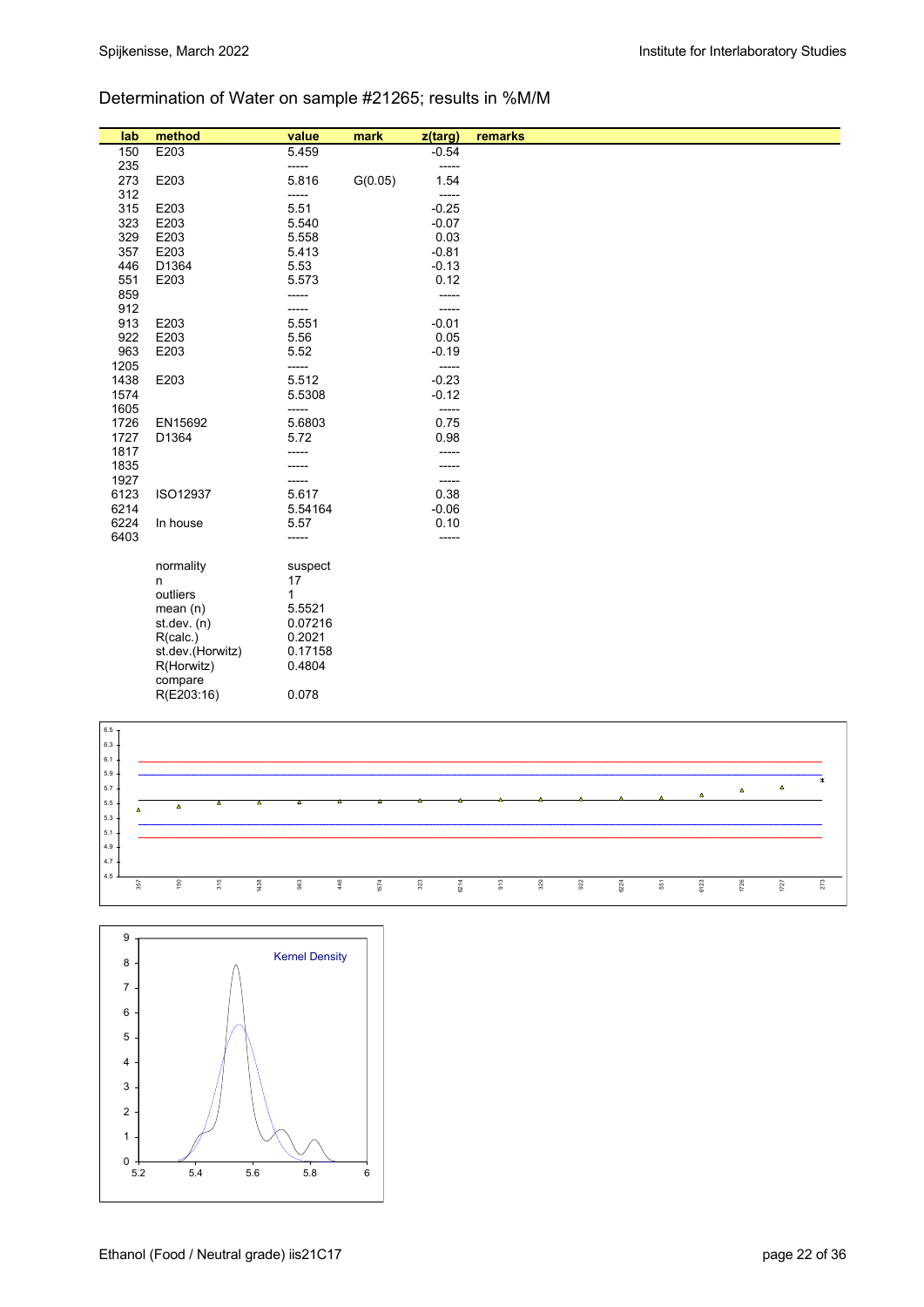## Determination of Water on sample #21265; results in %M/M

| lab | method | value | mark | z(targ) | remarks |
|---|---|---|---|---|---|
| 150 | E203 | 5.459 | | -0.54 | |
| 235 | | ----- | | ----- | |
| 273 | E203 | 5.816 | G(0.05) | 1.54 | |
| 312 | | ----- | | ----- | |
| 315 | E203 | 5.51 | | -0.25 | |
| 323 | E203 | 5.540 | | -0.07 | |
| 329 | E203 | 5.558 | | 0.03 | |
| 357 | E203 | 5.413 | | -0.81 | |
| 446 | D1364 | 5.53 | | -0.13 | |
| 551 | E203 | 5.573 | | 0.12 | |
| 859 | | ----- | | ----- | |
| 912 | | ----- | | ----- | |
| 913 | E203 | 5.551 | | -0.01 | |
| 922 | E203 | 5.56 | | 0.05 | |
| 963 | E203 | 5.52 | | -0.19 | |
| 1205 | | ----- | | ----- | |
| 1438 | E203 | 5.512 | | -0.23 | |
| 1574 | | 5.5308 | | -0.12 | |
| 1605 | | ----- | | ----- | |
| 1726 | EN15692 | 5.6803 | | 0.75 | |
| 1727 | D1364 | 5.72 | | 0.98 | |
| 1817 | | ----- | | ----- | |
| 1835 | | ----- | | ----- | |
| 1927 | | ----- | | ----- | |
| 6123 | ISO12937 | 5.617 | | 0.38 | |
| 6214 | | 5.54164 | | -0.06 | |
| 6224 | In house | 5.57 | | 0.10 | |
| 6403 | | ----- | | ----- | |

| | |
|---|---|
| normality | suspect |
| n | 17 |
| outliers | 1 |
| mean (n) | 5.5521 |
| st.dev. (n) | 0.07216 |
| R(calc.) | 0.2021 |
| st.dev.(Horwitz) | 0.17158 |
| R(Horwitz) | 0.4804 |
| compare | |
| R(E203:16) | 0.078 |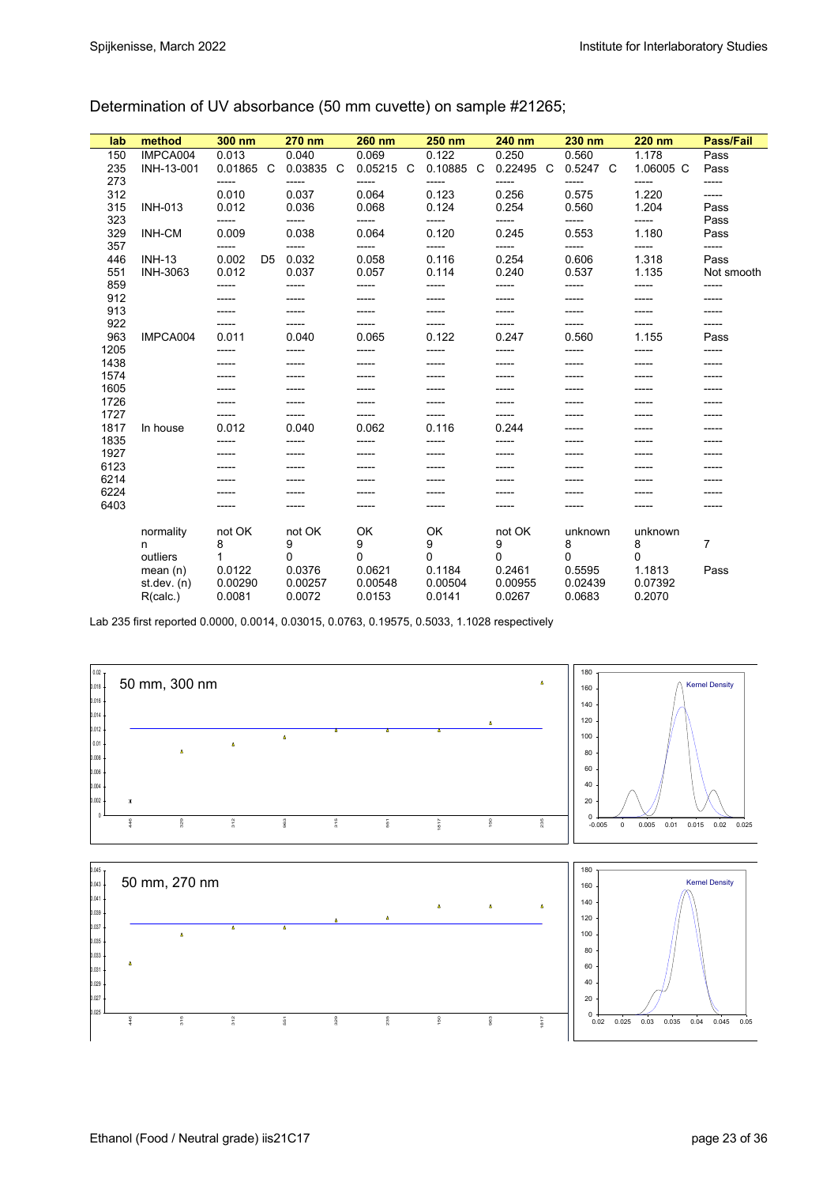Determination of UV absorbance (50 mm cuvette) on sample #21265;

| lab | method | 300 nm | | 270 nm | | 260 nm | | 250 nm | | 240 nm | | 230 nm | | 220 nm | | Pass/Fail |
|---|---|---|---|---|---|---|---|---|---|---|---|---|---|---|---|---|
| 150 | IMPCA004 | 0.013 | | 0.040 | | 0.069 | | 0.122 | | 0.250 | | 0.560 | | 1.178 | | Pass |
| 235 | INH-13-001 | 0.01865 | C | 0.03835 | C | 0.05215 | C | 0.10885 | C | 0.22495 | C | 0.5247 | C | 1.06005 | C | Pass |
| 273 | | ----- | | ----- | | ----- | | ----- | | ----- | | ----- | | ----- | | ----- |
| 312 | | 0.010 | | 0.037 | | 0.064 | | 0.123 | | 0.256 | | 0.575 | | 1.220 | | ----- |
| 315 | INH-013 | 0.012 | | 0.036 | | 0.068 | | 0.124 | | 0.254 | | 0.560 | | 1.204 | | Pass |
| 323 | | ----- | | ----- | | ----- | | ----- | | ----- | | ----- | | ----- | | Pass |
| 329 | INH-CM | 0.009 | | 0.038 | | 0.064 | | 0.120 | | 0.245 | | 0.553 | | 1.180 | | Pass |
| 357 | | ----- | | ----- | | ----- | | ----- | | ----- | | ----- | | ----- | | ----- |
| 446 | INH-13 | 0.002 | D5 | 0.032 | | 0.058 | | 0.116 | | 0.254 | | 0.606 | | 1.318 | | Pass |
| 551 | INH-3063 | 0.012 | | 0.037 | | 0.057 | | 0.114 | | 0.240 | | 0.537 | | 1.135 | | Not smooth |
| 859 | | ----- | | ----- | | ----- | | ----- | | ----- | | ----- | | ----- | | ----- |
| 912 | | ----- | | ----- | | ----- | | ----- | | ----- | | ----- | | ----- | | ----- |
| 913 | | ----- | | ----- | | ----- | | ----- | | ----- | | ----- | | ----- | | ----- |
| 922 | | ----- | | ----- | | ----- | | ----- | | ----- | | ----- | | ----- | | ----- |
| 963 | IMPCA004 | 0.011 | | 0.040 | | 0.065 | | 0.122 | | 0.247 | | 0.560 | | 1.155 | | Pass |
| 1205 | | ----- | | ----- | | ----- | | ----- | | ----- | | ----- | | ----- | | ----- |
| 1438 | | ----- | | ----- | | ----- | | ----- | | ----- | | ----- | | ----- | | ----- |
| 1574 | | ----- | | ----- | | ----- | | ----- | | ----- | | ----- | | ----- | | ----- |
| 1605 | | ----- | | ----- | | ----- | | ----- | | ----- | | ----- | | ----- | | ----- |
| 1726 | | ----- | | ----- | | ----- | | ----- | | ----- | | ----- | | ----- | | ----- |
| 1727 | | ----- | | ----- | | ----- | | ----- | | ----- | | ----- | | ----- | | ----- |
| 1817 | In house | 0.012 | | 0.040 | | 0.062 | | 0.116 | | 0.244 | | ----- | | ----- | | ----- |
| 1835 | | ----- | | ----- | | ----- | | ----- | | ----- | | ----- | | ----- | | ----- |
| 1927 | | ----- | | ----- | | ----- | | ----- | | ----- | | ----- | | ----- | | ----- |
| 6123 | | ----- | | ----- | | ----- | | ----- | | ----- | | ----- | | ----- | | ----- |
| 6214 | | ----- | | ----- | | ----- | | ----- | | ----- | | ----- | | ----- | | ----- |
| 6224 | | ----- | | ----- | | ----- | | ----- | | ----- | | ----- | | ----- | | ----- |
| 6403 | | ----- | | ----- | | ----- | | ----- | | ----- | | ----- | | ----- | | ----- |
| | | | | | | | | | | | | | | | | |
| | normality | not OK | | not OK | | OK | | OK | | not OK | | unknown | | unknown | | |
| | n | 8 | | 9 | | 9 | | 9 | | 9 | | 8 | | 8 | | 7 |
| | outliers | 1 | | 0 | | 0 | | 0 | | 0 | | 0 | | 0 | | |
| | mean (n) | 0.0122 | | 0.0376 | | 0.0621 | | 0.1184 | | 0.2461 | | 0.5595 | | 1.1813 | | Pass |
| | st.dev. (n) | 0.00290 | | 0.00257 | | 0.00548 | | 0.00504 | | 0.00955 | | 0.02439 | | 0.07392 | | |
| | R(calc.) | 0.0081 | | 0.0072 | | 0.0153 | | 0.0141 | | 0.0267 | | 0.0683 | | 0.2070 | | |

Lab 235 first reported 0.0000, 0.0014, 0.03015, 0.0763, 0.19575, 0.5033, 1.1028 respectively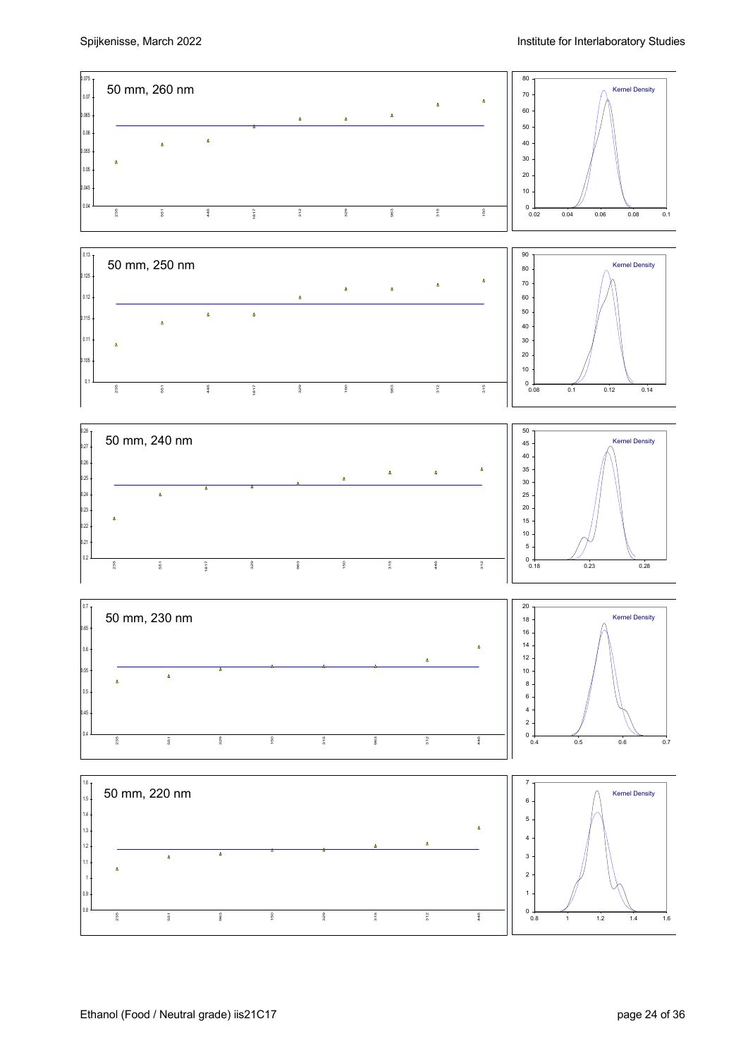50 mm, 260 nm

Kernel Density

50 mm, 250 nm

Kernel Density

50 mm, 240 nm

Kernel Density

50 mm, 230 nm

Kernel Density

50 mm, 220 nm

Kernel Density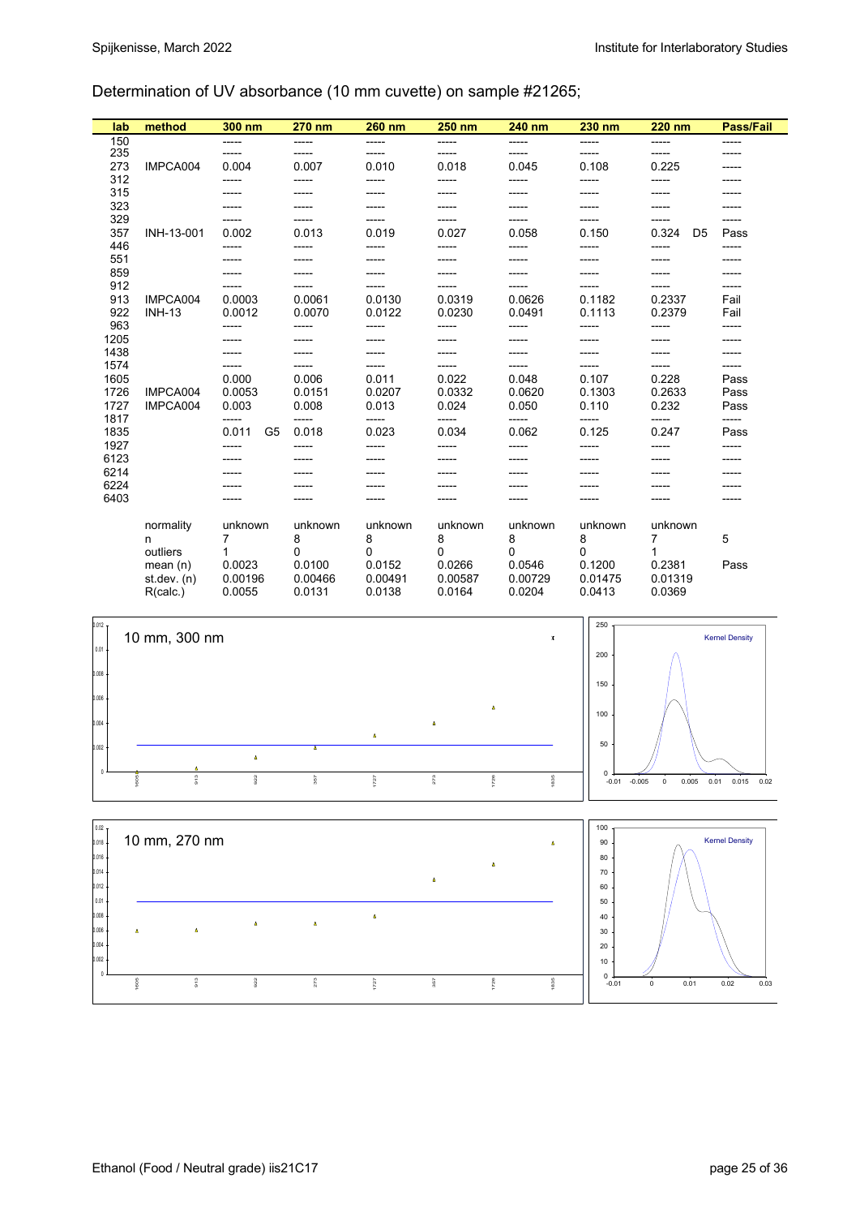Determination of UV absorbance (10 mm cuvette) on sample #21265;

| lab | method | 300 nm | 270 nm | 260 nm | 250 nm | 240 nm | 230 nm | 220 nm | Pass/Fail |
|---|---|---|---|---|---|---|---|---|---|
| 150 | | ----- | ----- | ----- | ----- | ----- | ----- | ----- | ----- |
| 235 | | ----- | ----- | ----- | ----- | ----- | ----- | ----- | ----- |
| 273 | IMPCA004 | 0.004 | 0.007 | 0.010 | 0.018 | 0.045 | 0.108 | 0.225 | ----- |
| 312 | | ----- | ----- | ----- | ----- | ----- | ----- | ----- | ----- |
| 315 | | ----- | ----- | ----- | ----- | ----- | ----- | ----- | ----- |
| 323 | | ----- | ----- | ----- | ----- | ----- | ----- | ----- | ----- |
| 329 | | ----- | ----- | ----- | ----- | ----- | ----- | ----- | ----- |
| 357 | INH-13-001 | 0.002 | 0.013 | 0.019 | 0.027 | 0.058 | 0.150 | 0.324 D5 | Pass |
| 446 | | ----- | ----- | ----- | ----- | ----- | ----- | ----- | ----- |
| 551 | | ----- | ----- | ----- | ----- | ----- | ----- | ----- | ----- |
| 859 | | ----- | ----- | ----- | ----- | ----- | ----- | ----- | ----- |
| 912 | | ----- | ----- | ----- | ----- | ----- | ----- | ----- | ----- |
| 913 | IMPCA004 | 0.0003 | 0.0061 | 0.0130 | 0.0319 | 0.0626 | 0.1182 | 0.2337 | Fail |
| 922 | INH-13 | 0.0012 | 0.0070 | 0.0122 | 0.0230 | 0.0491 | 0.1113 | 0.2379 | Fail |
| 963 | | ----- | ----- | ----- | ----- | ----- | ----- | ----- | ----- |
| 1205 | | ----- | ----- | ----- | ----- | ----- | ----- | ----- | ----- |
| 1438 | | ----- | ----- | ----- | ----- | ----- | ----- | ----- | ----- |
| 1574 | | ----- | ----- | ----- | ----- | ----- | ----- | ----- | ----- |
| 1605 | | 0.000 | 0.006 | 0.011 | 0.022 | 0.048 | 0.107 | 0.228 | Pass |
| 1726 | IMPCA004 | 0.0053 | 0.0151 | 0.0207 | 0.0332 | 0.0620 | 0.1303 | 0.2633 | Pass |
| 1727 | IMPCA004 | 0.003 | 0.008 | 0.013 | 0.024 | 0.050 | 0.110 | 0.232 | Pass |
| 1817 | | ----- | ----- | ----- | ----- | ----- | ----- | ----- | ----- |
| 1835 | | 0.011 G5 | 0.018 | 0.023 | 0.034 | 0.062 | 0.125 | 0.247 | Pass |
| 1927 | | ----- | ----- | ----- | ----- | ----- | ----- | ----- | ----- |
| 6123 | | ----- | ----- | ----- | ----- | ----- | ----- | ----- | ----- |
| 6214 | | ----- | ----- | ----- | ----- | ----- | ----- | ----- | ----- |
| 6224 | | ----- | ----- | ----- | ----- | ----- | ----- | ----- | ----- |
| 6403 | | ----- | ----- | ----- | ----- | ----- | ----- | ----- | ----- |
| | normality | unknown | unknown | unknown | unknown | unknown | unknown | unknown | |
| | n | 7 | 8 | 8 | 8 | 8 | 8 | 7 | 5 |
| | outliers | 1 | 0 | 0 | 0 | 0 | 0 | 1 | |
| | mean (n) | 0.0023 | 0.0100 | 0.0152 | 0.0266 | 0.0546 | 0.1200 | 0.2381 | Pass |
| | st.dev. (n) | 0.00196 | 0.00466 | 0.00491 | 0.00587 | 0.00729 | 0.01475 | 0.01319 | |
| | R(calc.) | 0.0055 | 0.0131 | 0.0138 | 0.0164 | 0.0204 | 0.0413 | 0.0369 | |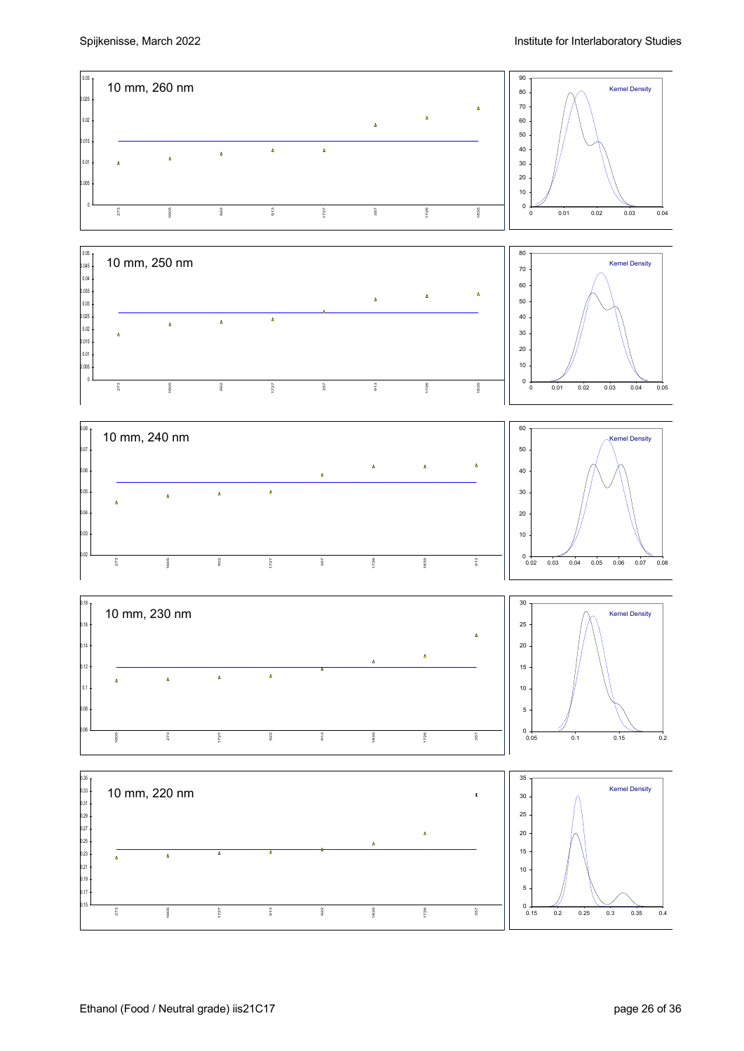10 mm, 260 nm

10 mm, 250 nm

10 mm, 240 nm

10 mm, 230 nm

10 mm, 220 nm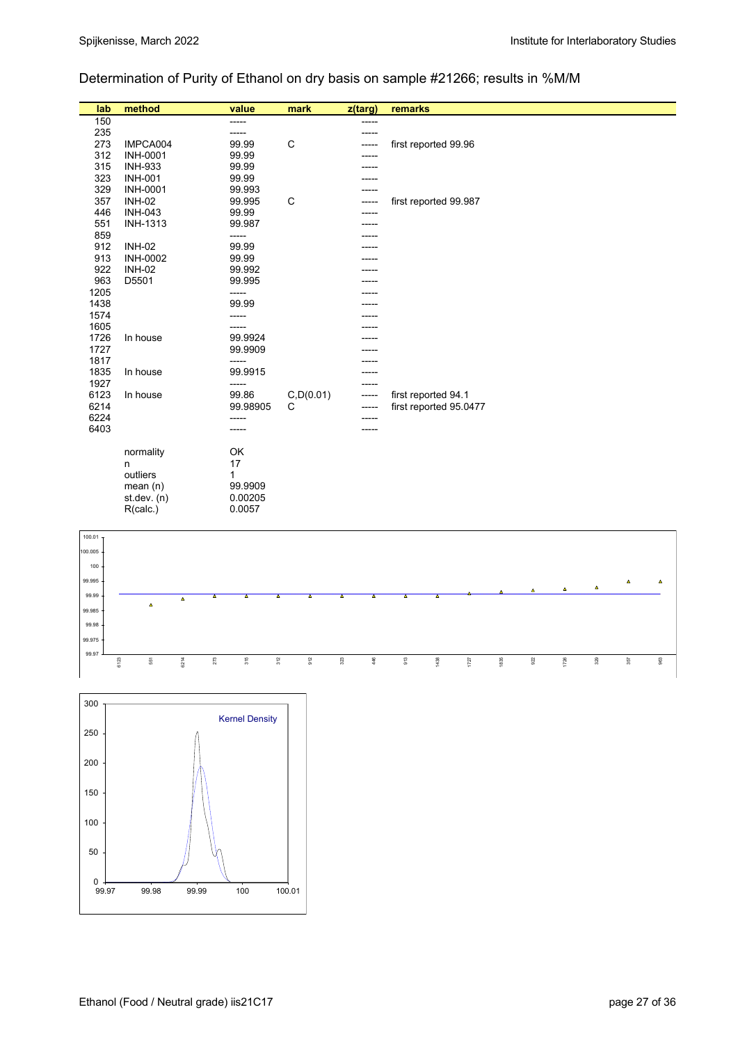## Determination of Purity of Ethanol on dry basis on sample #21266; results in %M/M

| lab | method | value | mark | z(targ) | remarks |
|---|---|---|---|---|---|
| 150 | | ----- | | ----- | |
| 235 | | ----- | | ----- | |
| 273 | IMPCA004 | 99.99 | C | ----- | first reported 99.96 |
| 312 | INH-0001 | 99.99 | | ----- | |
| 315 | INH-933 | 99.99 | | ----- | |
| 323 | INH-001 | 99.99 | | ----- | |
| 329 | INH-0001 | 99.993 | | ----- | |
| 357 | INH-02 | 99.995 | C | ----- | first reported 99.987 |
| 446 | INH-043 | 99.99 | | ----- | |
| 551 | INH-1313 | 99.987 | | ----- | |
| 859 | | ----- | | ----- | |
| 912 | INH-02 | 99.99 | | ----- | |
| 913 | INH-0002 | 99.99 | | ----- | |
| 922 | INH-02 | 99.992 | | ----- | |
| 963 | D5501 | 99.995 | | ----- | |
| 1205 | | ----- | | ----- | |
| 1438 | | 99.99 | | ----- | |
| 1574 | | ----- | | ----- | |
| 1605 | | ----- | | ----- | |
| 1726 | In house | 99.9924 | | ----- | |
| 1727 | | 99.9909 | | ----- | |
| 1817 | | ----- | | ----- | |
| 1835 | In house | 99.9915 | | ----- | |
| 1927 | | ----- | | ----- | |
| 6123 | In house | 99.86 | C,D(0.01) | ----- | first reported 94.1 |
| 6214 | | 99.98905 | C | ----- | first reported 95.0477 |
| 6224 | | ----- | | ----- | |
| 6403 | | ----- | | ----- | |
| | normality | OK | | | |
| | n | 17 | | | |
| | outliers | 1 | | | |
| | mean (n) | 99.9909 | | | |
| | st.dev. (n) | 0.00205 | | | |
| | R(calc.) | 0.0057 | | | |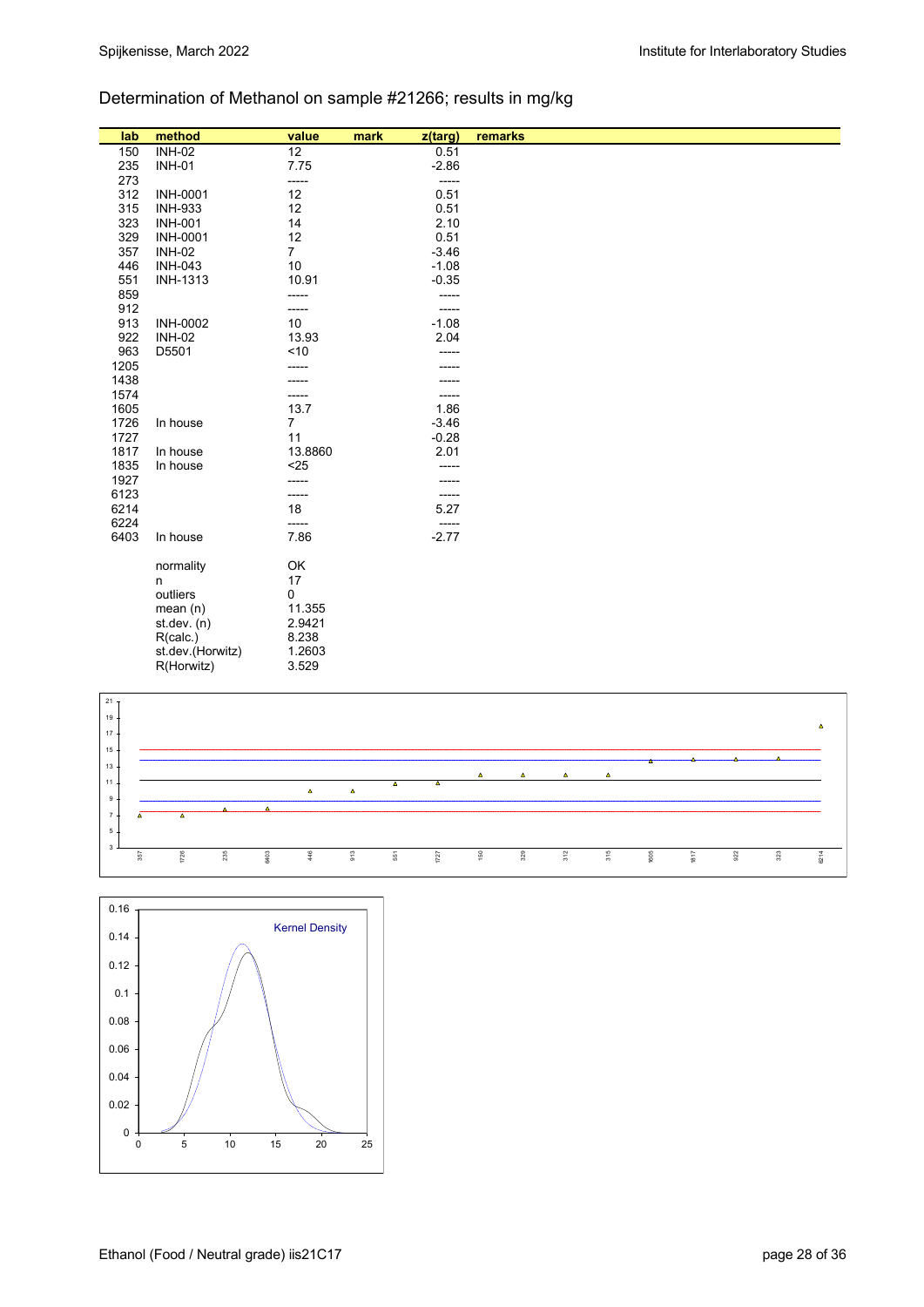## Determination of Methanol on sample #21266; results in mg/kg

| lab | method | value | mark | z(targ) | remarks |
|---|---|---|---|---|---|
| 150 | INH-02 | 12 | | 0.51 | |
| 235 | INH-01 | 7.75 | | -2.86 | |
| 273 | | ----- | | ----- | |
| 312 | INH-0001 | 12 | | 0.51 | |
| 315 | INH-933 | 12 | | 0.51 | |
| 323 | INH-001 | 14 | | 2.10 | |
| 329 | INH-0001 | 12 | | 0.51 | |
| 357 | INH-02 | 7 | | -3.46 | |
| 446 | INH-043 | 10 | | -1.08 | |
| 551 | INH-1313 | 10.91 | | -0.35 | |
| 859 | | ----- | | ----- | |
| 912 | | ----- | | ----- | |
| 913 | INH-0002 | 10 | | -1.08 | |
| 922 | INH-02 | 13.93 | | 2.04 | |
| 963 | D5501 | <10 | | ----- | |
| 1205 | | ----- | | ----- | |
| 1438 | | ----- | | ----- | |
| 1574 | | ----- | | ----- | |
| 1605 | | 13.7 | | 1.86 | |
| 1726 | In house | 7 | | -3.46 | |
| 1727 | | 11 | | -0.28 | |
| 1817 | In house | 13.8860 | | 2.01 | |
| 1835 | In house | <25 | | ----- | |
| 1927 | | ----- | | ----- | |
| 6123 | | ----- | | ----- | |
| 6214 | | 18 | | 5.27 | |
| 6224 | | ----- | | ----- | |
| 6403 | In house | 7.86 | | -2.77 | |
| | normality | OK | | | |
| | n | 17 | | | |
| | outliers | 0 | | | |
| | mean (n) | 11.355 | | | |
| | st.dev. (n) | 2.9421 | | | |
| | R(calc.) | 8.238 | | | |
| | st.dev.(Horwitz) | 1.2603 | | | |
| | R(Horwitz) | 3.529 | | | |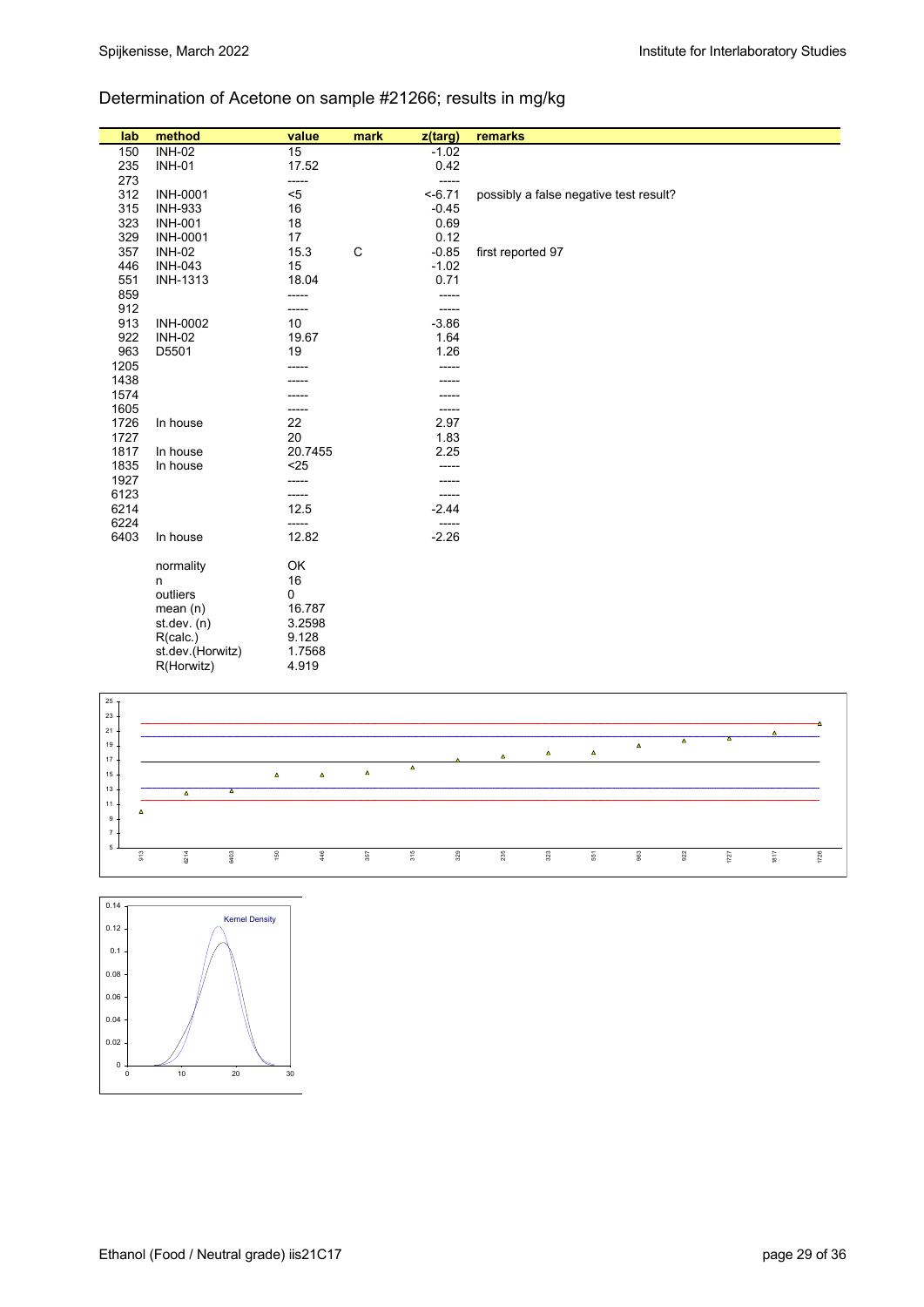## Determination of Acetone on sample #21266; results in mg/kg

| lab | method | value | mark | z(targ) | remarks |
|---|---|---|---|---|---|
| 150 | INH-02 | 15 | | -1.02 | |
| 235 | INH-01 | 17.52 | | 0.42 | |
| 273 | | ----- | | ----- | |
| 312 | INH-0001 | <5 | | <-6.71 | possibly a false negative test result? |
| 315 | INH-933 | 16 | | -0.45 | |
| 323 | INH-001 | 18 | | 0.69 | |
| 329 | INH-0001 | 17 | | 0.12 | |
| 357 | INH-02 | 15.3 | C | -0.85 | first reported 97 |
| 446 | INH-043 | 15 | | -1.02 | |
| 551 | INH-1313 | 18.04 | | 0.71 | |
| 859 | | ----- | | ----- | |
| 912 | | ----- | | ----- | |
| 913 | INH-0002 | 10 | | -3.86 | |
| 922 | INH-02 | 19.67 | | 1.64 | |
| 963 | D5501 | 19 | | 1.26 | |
| 1205 | | ----- | | ----- | |
| 1438 | | ----- | | ----- | |
| 1574 | | ----- | | ----- | |
| 1605 | | ----- | | ----- | |
| 1726 | In house | 22 | | 2.97 | |
| 1727 | | 20 | | 1.83 | |
| 1817 | In house | 20.7455 | | 2.25 | |
| 1835 | In house | <25 | | ----- | |
| 1927 | | ----- | | ----- | |
| 6123 | | ----- | | ----- | |
| 6214 | | 12.5 | | -2.44 | |
| 6224 | | ----- | | ----- | |
| 6403 | In house | 12.82 | | -2.26 | |

| | |
|---|---|
| normality | OK |
| n | 16 |
| outliers | 0 |
| mean (n) | 16.787 |
| st.dev. (n) | 3.2598 |
| R(calc.) | 9.128 |
| st.dev.(Horwitz) | 1.7568 |
| R(Horwitz) | 4.919 |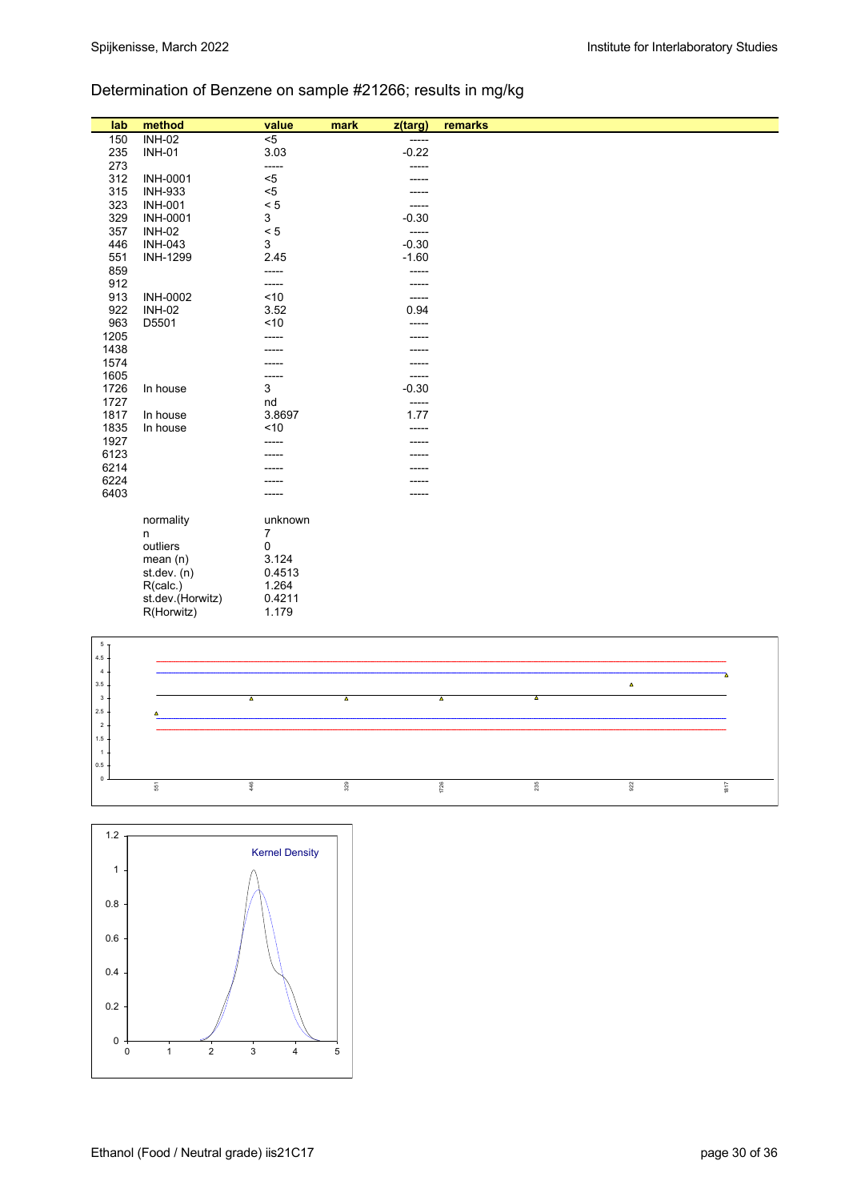## Determination of Benzene on sample #21266; results in mg/kg

| lab | method | value | mark | z(targ) | remarks |
|---|---|---|---|---|---|
| 150 | INH-02 | <5 | | ----- | |
| 235 | INH-01 | 3.03 | | -0.22 | |
| 273 | | ----- | | ----- | |
| 312 | INH-0001 | <5 | | ----- | |
| 315 | INH-933 | <5 | | ----- | |
| 323 | INH-001 | < 5 | | ----- | |
| 329 | INH-0001 | 3 | | -0.30 | |
| 357 | INH-02 | < 5 | | ----- | |
| 446 | INH-043 | 3 | | -0.30 | |
| 551 | INH-1299 | 2.45 | | -1.60 | |
| 859 | | ----- | | ----- | |
| 912 | | ----- | | ----- | |
| 913 | INH-0002 | <10 | | ----- | |
| 922 | INH-02 | 3.52 | | 0.94 | |
| 963 | D5501 | <10 | | ----- | |
| 1205 | | ----- | | ----- | |
| 1438 | | ----- | | ----- | |
| 1574 | | ----- | | ----- | |
| 1605 | | ----- | | ----- | |
| 1726 | In house | 3 | | -0.30 | |
| 1727 | | nd | | ----- | |
| 1817 | In house | 3.8697 | | 1.77 | |
| 1835 | In house | <10 | | ----- | |
| 1927 | | ----- | | ----- | |
| 6123 | | ----- | | ----- | |
| 6214 | | ----- | | ----- | |
| 6224 | | ----- | | ----- | |
| 6403 | | ----- | | ----- | |

| | |
|---|---|
| normality | unknown |
| n | 7 |
| outliers | 0 |
| mean (n) | 3.124 |
| st.dev. (n) | 0.4513 |
| R(calc.) | 1.264 |
| st.dev.(Horwitz) | 0.4211 |
| R(Horwitz) | 1.179 |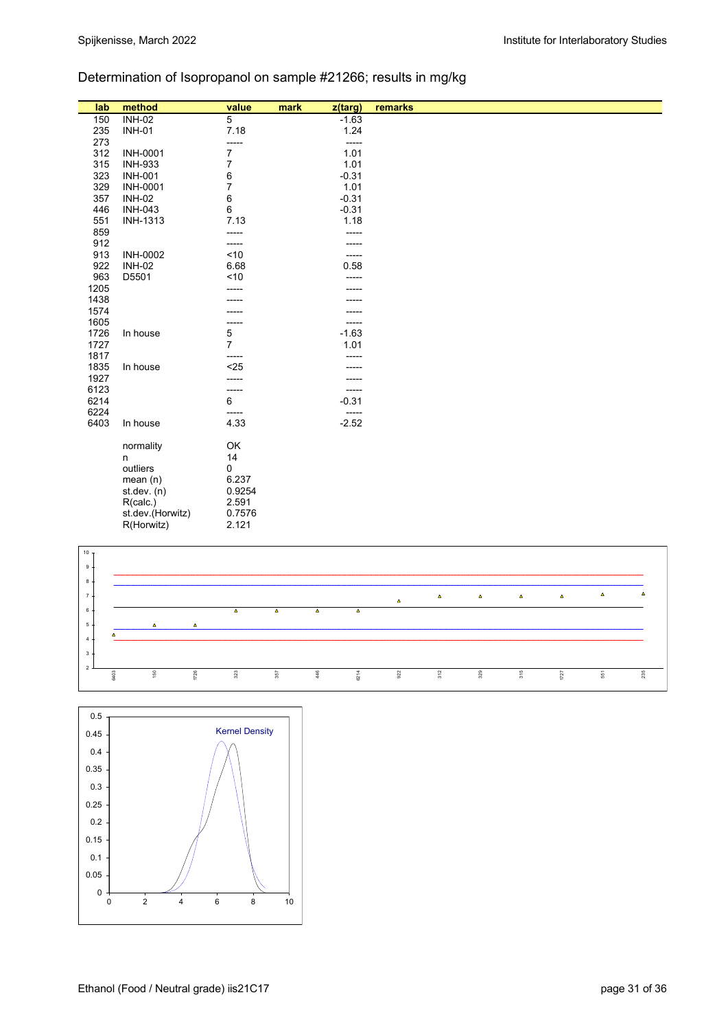Determination of Isopropanol on sample #21266; results in mg/kg

| lab | method | value | mark | z(targ) | remarks |
|---|---|---|---|---|---|
| 150 | INH-02 | 5 | | -1.63 | |
| 235 | INH-01 | 7.18 | | 1.24 | |
| 273 | | ----- | | ----- | |
| 312 | INH-0001 | 7 | | 1.01 | |
| 315 | INH-933 | 7 | | 1.01 | |
| 323 | INH-001 | 6 | | -0.31 | |
| 329 | INH-0001 | 7 | | 1.01 | |
| 357 | INH-02 | 6 | | -0.31 | |
| 446 | INH-043 | 6 | | -0.31 | |
| 551 | INH-1313 | 7.13 | | 1.18 | |
| 859 | | ----- | | ----- | |
| 912 | | ----- | | ----- | |
| 913 | INH-0002 | <10 | | ----- | |
| 922 | INH-02 | 6.68 | | 0.58 | |
| 963 | D5501 | <10 | | ----- | |
| 1205 | | ----- | | ----- | |
| 1438 | | ----- | | ----- | |
| 1574 | | ----- | | ----- | |
| 1605 | | ----- | | ----- | |
| 1726 | In house | 5 | | -1.63 | |
| 1727 | | 7 | | 1.01 | |
| 1817 | | ----- | | ----- | |
| 1835 | In house | <25 | | ----- | |
| 1927 | | ----- | | ----- | |
| 6123 | | ----- | | ----- | |
| 6214 | | 6 | | -0.31 | |
| 6224 | | ----- | | ----- | |
| 6403 | In house | 4.33 | | -2.52 | |
| | normality | OK | | | |
| | n | 14 | | | |
| | outliers | 0 | | | |
| | mean (n) | 6.237 | | | |
| | st.dev. (n) | 0.9254 | | | |
| | R(calc.) | 2.591 | | | |
| | st.dev.(Horwitz) | 0.7576 | | | |
| | R(Horwitz) | 2.121 | | | |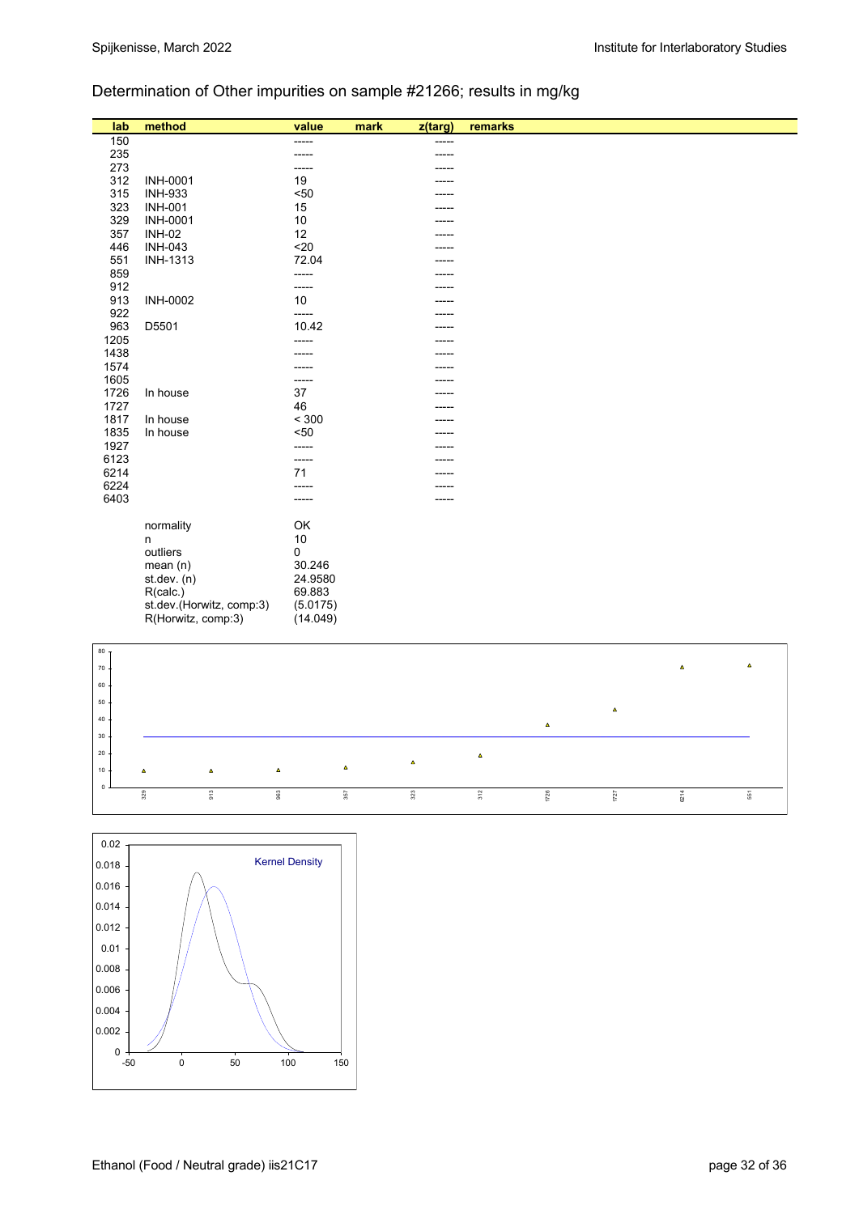Determination of Other impurities on sample #21266; results in mg/kg

| lab | method | value | mark | z(targ) | remarks |
|---|---|---|---|---|---|
| 150 | | ----- | | ----- | |
| 235 | | ----- | | ----- | |
| 273 | | ----- | | ----- | |
| 312 | INH-0001 | 19 | | ----- | |
| 315 | INH-933 | <50 | | ----- | |
| 323 | INH-001 | 15 | | ----- | |
| 329 | INH-0001 | 10 | | ----- | |
| 357 | INH-02 | 12 | | ----- | |
| 446 | INH-043 | <20 | | ----- | |
| 551 | INH-1313 | 72.04 | | ----- | |
| 859 | | ----- | | ----- | |
| 912 | | ----- | | ----- | |
| 913 | INH-0002 | 10 | | ----- | |
| 922 | | ----- | | ----- | |
| 963 | D5501 | 10.42 | | ----- | |
| 1205 | | ----- | | ----- | |
| 1438 | | ----- | | ----- | |
| 1574 | | ----- | | ----- | |
| 1605 | | ----- | | ----- | |
| 1726 | In house | 37 | | ----- | |
| 1727 | | 46 | | ----- | |
| 1817 | In house | < 300 | | ----- | |
| 1835 | In house | <50 | | ----- | |
| 1927 | | ----- | | ----- | |
| 6123 | | ----- | | ----- | |
| 6214 | | 71 | | ----- | |
| 6224 | | ----- | | ----- | |
| 6403 | | ----- | | ----- | |
| | normality | OK | | | |
| | n | 10 | | | |
| | outliers | 0 | | | |
| | mean (n) | 30.246 | | | |
| | st.dev. (n) | 24.9580 | | | |
| | R(calc.) | 69.883 | | | |
| | st.dev.(Horwitz, comp:3) | (5.0175) | | | |
| | R(Horwitz, comp:3) | (14.049) | | | |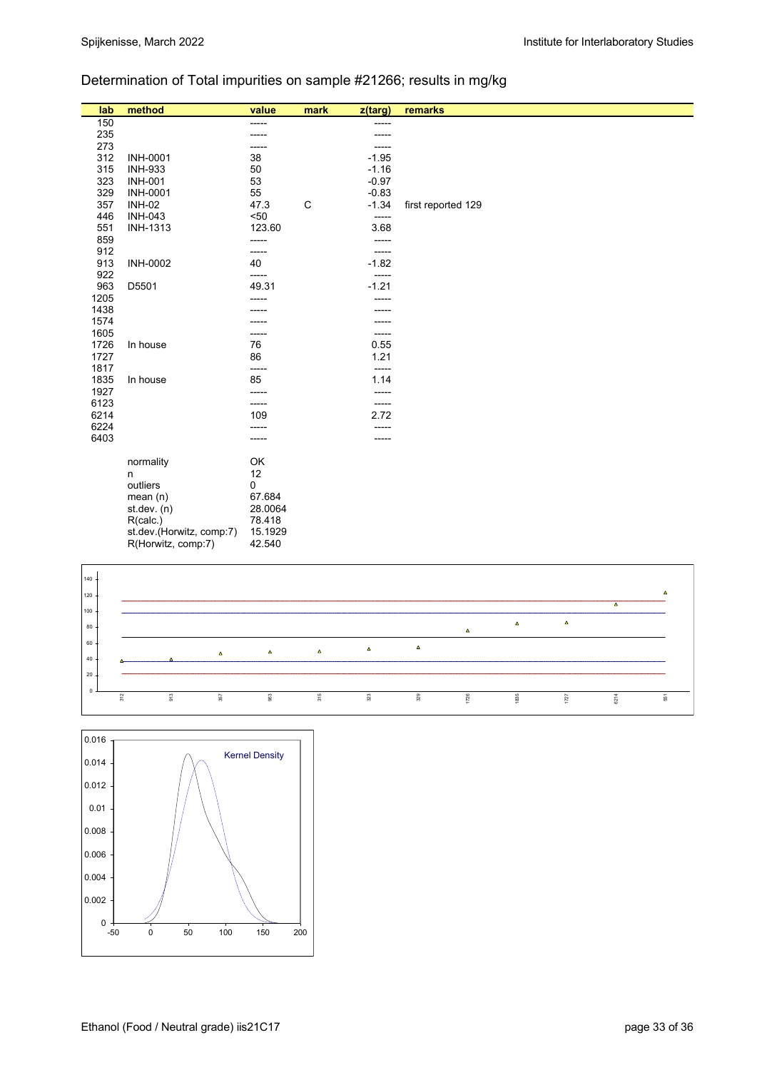## Determination of Total impurities on sample #21266; results in mg/kg

| lab | method | value | mark | z(targ) | remarks |
|---|---|---|---|---|---|
| 150 | | ----- | | ----- | |
| 235 | | ----- | | ----- | |
| 273 | | ----- | | ----- | |
| 312 | INH-0001 | 38 | | -1.95 | |
| 315 | INH-933 | 50 | | -1.16 | |
| 323 | INH-001 | 53 | | -0.97 | |
| 329 | INH-0001 | 55 | | -0.83 | |
| 357 | INH-02 | 47.3 | C | -1.34 | first reported 129 |
| 446 | INH-043 | <50 | | ----- | |
| 551 | INH-1313 | 123.60 | | 3.68 | |
| 859 | | ----- | | ----- | |
| 912 | | ----- | | ----- | |
| 913 | INH-0002 | 40 | | -1.82 | |
| 922 | | ----- | | ----- | |
| 963 | D5501 | 49.31 | | -1.21 | |
| 1205 | | ----- | | ----- | |
| 1438 | | ----- | | ----- | |
| 1574 | | ----- | | ----- | |
| 1605 | | ----- | | ----- | |
| 1726 | In house | 76 | | 0.55 | |
| 1727 | | 86 | | 1.21 | |
| 1817 | | ----- | | ----- | |
| 1835 | In house | 85 | | 1.14 | |
| 1927 | | ----- | | ----- | |
| 6123 | | ----- | | ----- | |
| 6214 | | 109 | | 2.72 | |
| 6224 | | ----- | | ----- | |
| 6403 | | ----- | | ----- | |

| | |
|---|---|
| normality | OK |
| n | 12 |
| outliers | 0 |
| mean (n) | 67.684 |
| st.dev. (n) | 28.0064 |
| R(calc.) | 78.418 |
| st.dev.(Horwitz, comp:7) | 15.1929 |
| R(Horwitz, comp:7) | 42.540 |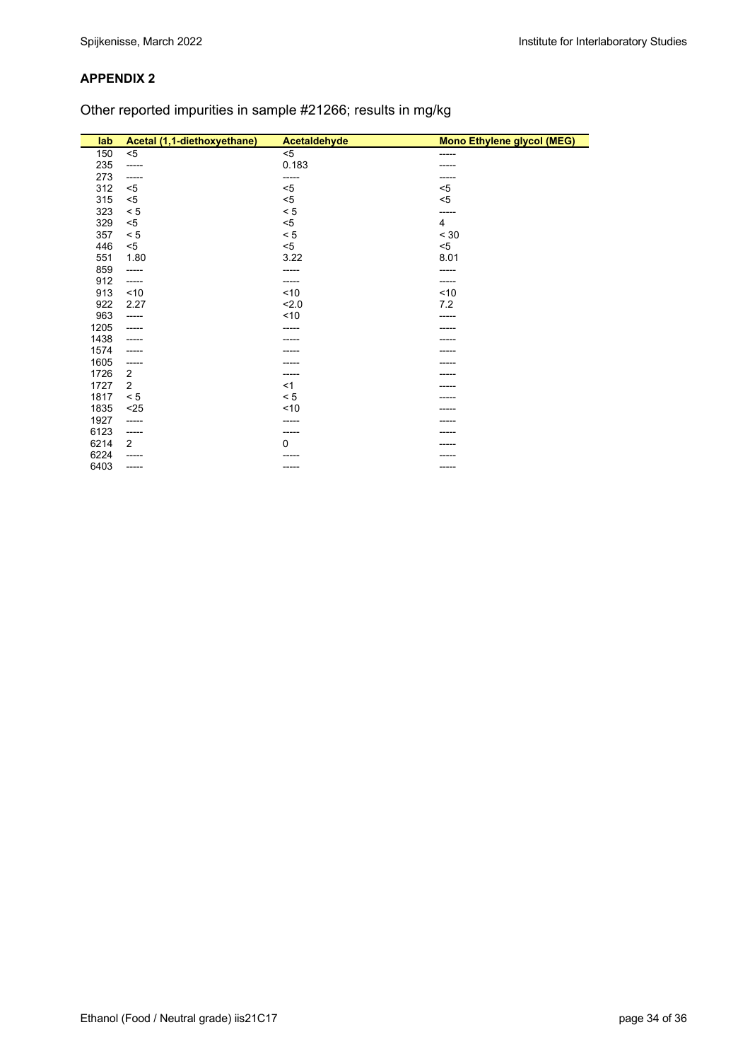## APPENDIX 2

Other reported impurities in sample #21266; results in mg/kg

| lab | Acetal (1,1-diethoxyethane) | Acetaldehyde | Mono Ethylene glycol (MEG) |
|---|---|---|---|
| 150 | <5 | <5 | ----- |
| 235 | ----- | 0.183 | ----- |
| 273 | ----- | ----- | ----- |
| 312 | <5 | <5 | <5 |
| 315 | <5 | <5 | <5 |
| 323 | < 5 | < 5 | ----- |
| 329 | <5 | <5 | 4 |
| 357 | < 5 | < 5 | < 30 |
| 446 | <5 | <5 | <5 |
| 551 | 1.80 | 3.22 | 8.01 |
| 859 | ----- | ----- | ----- |
| 912 | ----- | ----- | ----- |
| 913 | <10 | <10 | <10 |
| 922 | 2.27 | <2.0 | 7.2 |
| 963 | ----- | <10 | ----- |
| 1205 | ----- | ----- | ----- |
| 1438 | ----- | ----- | ----- |
| 1574 | ----- | ----- | ----- |
| 1605 | ----- | ----- | ----- |
| 1726 | 2 | ----- | ----- |
| 1727 | 2 | <1 | ----- |
| 1817 | < 5 | < 5 | ----- |
| 1835 | <25 | <10 | ----- |
| 1927 | ----- | ----- | ----- |
| 6123 | ----- | ----- | ----- |
| 6214 | 2 | 0 | ----- |
| 6224 | ----- | ----- | ----- |
| 6403 | ----- | ----- | ----- |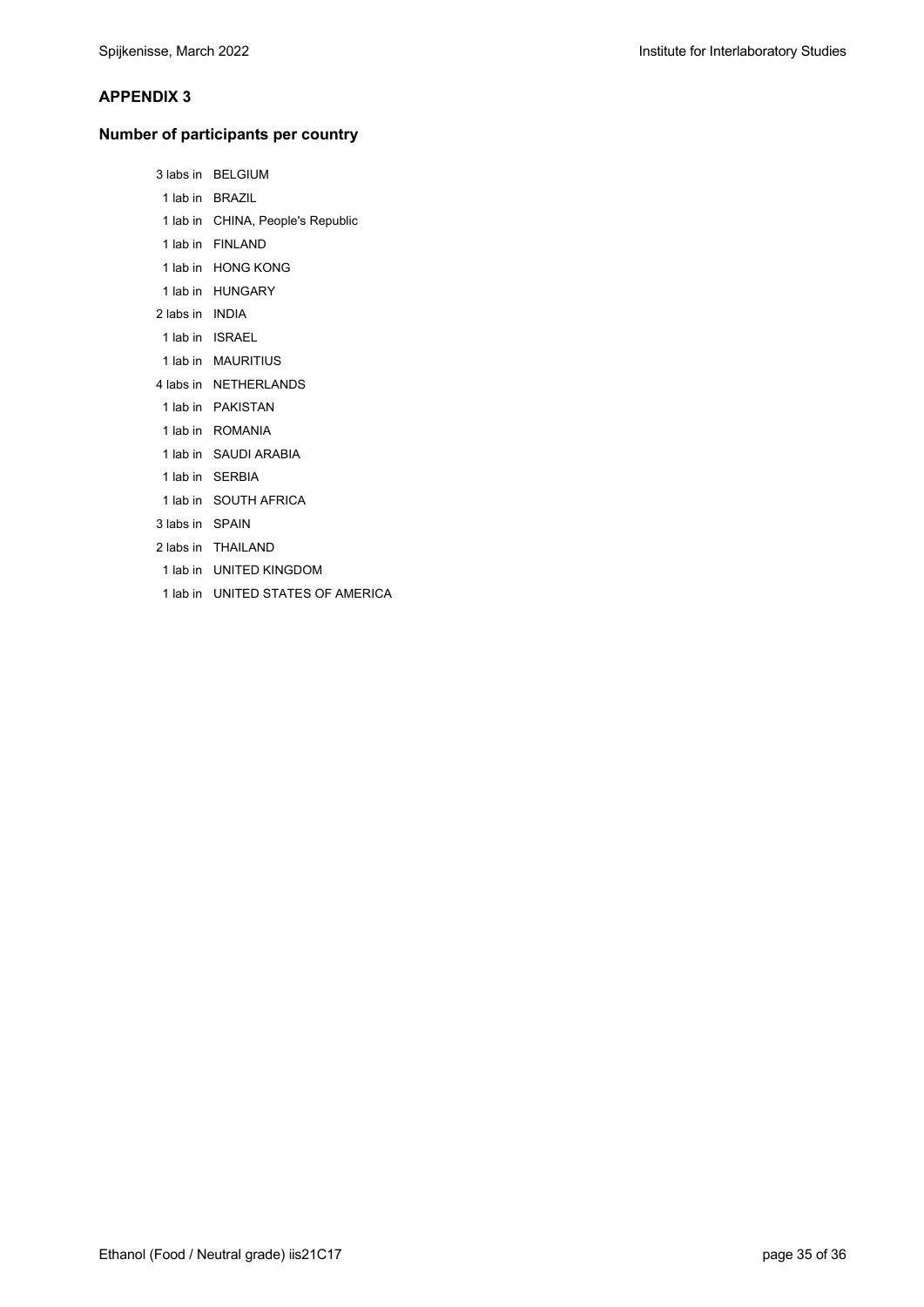## APPENDIX 3

### Number of participants per country

3 labs in BELGIUM
1 lab in BRAZIL
1 lab in CHINA, People's Republic
1 lab in FINLAND
1 lab in HONG KONG
1 lab in HUNGARY
2 labs in INDIA
1 lab in ISRAEL
1 lab in MAURITIUS
4 labs in NETHERLANDS
1 lab in PAKISTAN
1 lab in ROMANIA
1 lab in SAUDI ARABIA
1 lab in SERBIA
1 lab in SOUTH AFRICA
3 labs in SPAIN
2 labs in THAILAND
1 lab in UNITED KINGDOM
1 lab in UNITED STATES OF AMERICA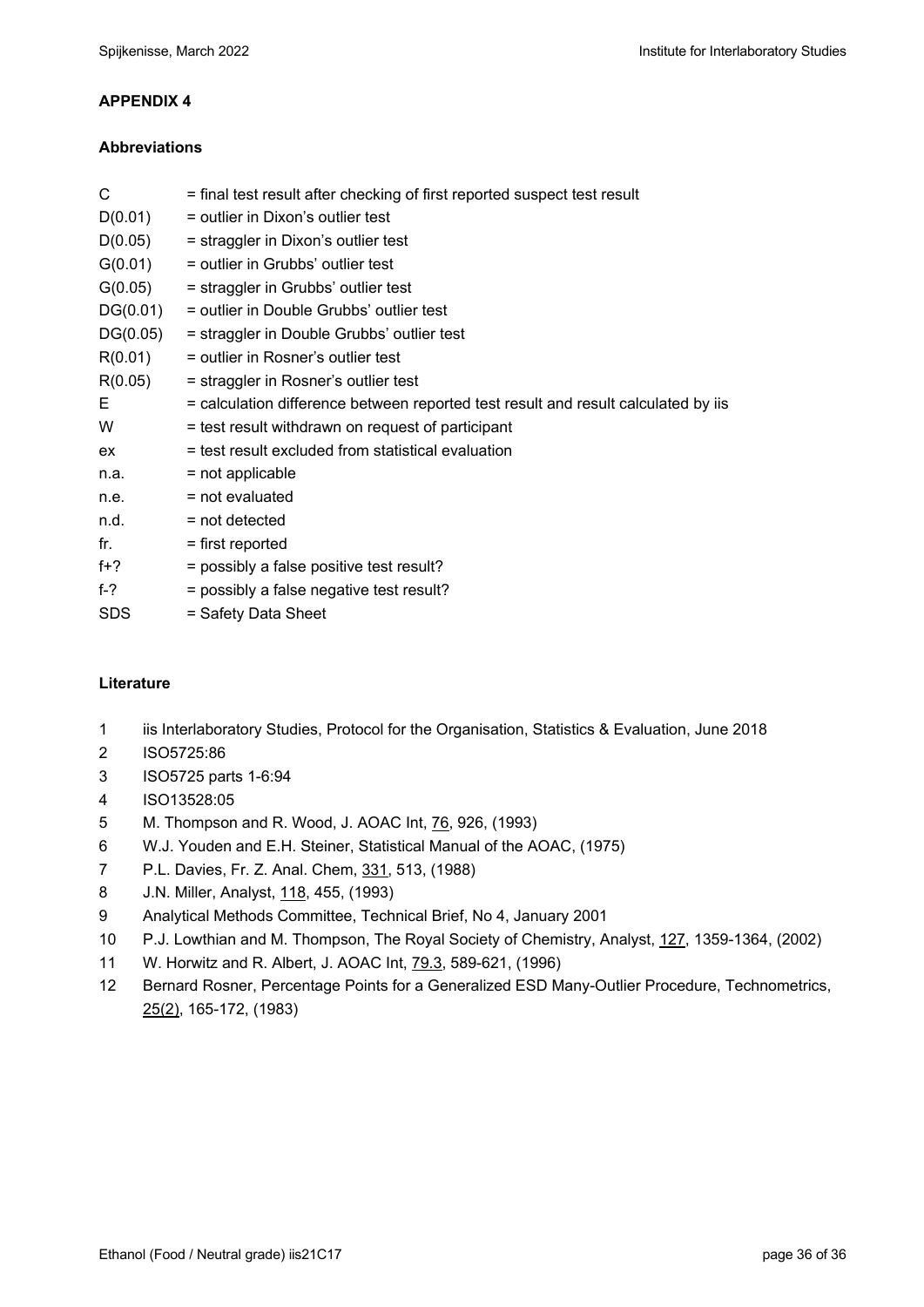**APPENDIX 4**

**Abbreviations**

| | |
|---|---|
| C | = final test result after checking of first reported suspect test result |
| D(0.01) | = outlier in Dixon's outlier test |
| D(0.05) | = straggler in Dixon's outlier test |
| G(0.01) | = outlier in Grubbs' outlier test |
| G(0.05) | = straggler in Grubbs' outlier test |
| DG(0.01) | = outlier in Double Grubbs' outlier test |
| DG(0.05) | = straggler in Double Grubbs' outlier test |
| R(0.01) | = outlier in Rosner's outlier test |
| R(0.05) | = straggler in Rosner's outlier test |
| E | = calculation difference between reported test result and result calculated by iis |
| W | = test result withdrawn on request of participant |
| ex | = test result excluded from statistical evaluation |
| n.a. | = not applicable |
| n.e. | = not evaluated |
| n.d. | = not detected |
| fr. | = first reported |
| f+? | = possibly a false positive test result? |
| f-? | = possibly a false negative test result? |
| SDS | = Safety Data Sheet |

**Literature**

1. iis Interlaboratory Studies, Protocol for the Organisation, Statistics & Evaluation, June 2018
2. ISO5725:86
3. ISO5725 parts 1-6:94
4. ISO13528:05
5. M. Thompson and R. Wood, J. AOAC Int, 76, 926, (1993)
6. W.J. Youden and E.H. Steiner, Statistical Manual of the AOAC, (1975)
7. P.L. Davies, Fr. Z. Anal. Chem, 331, 513, (1988)
8. J.N. Miller, Analyst, 118, 455, (1993)
9. Analytical Methods Committee, Technical Brief, No 4, January 2001
10. P.J. Lowthian and M. Thompson, The Royal Society of Chemistry, Analyst, 127, 1359-1364, (2002)
11. W. Horwitz and R. Albert, J. AOAC Int, 79.3, 589-621, (1996)
12. Bernard Rosner, Percentage Points for a Generalized ESD Many-Outlier Procedure, Technometrics, 25(2), 165-172, (1983)